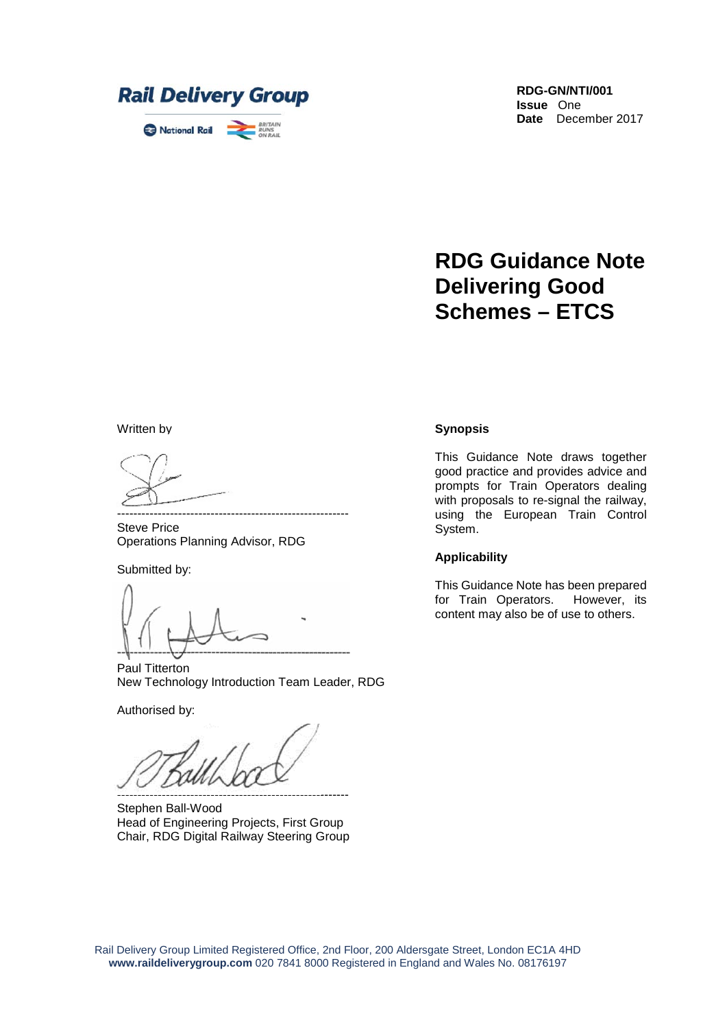**Rail Delivery Group**

National Rail

**RDG-GN/NTI/001**
**Issue** One
**Date** December 2017

# RDG Guidance Note Delivering Good Schemes – ETCS

Written by

---

Steve Price
Operations Planning Advisor, RDG

Submitted by:

---

Paul Titterton
New Technology Introduction Team Leader, RDG

Authorised by:

---

Stephen Ball-Wood
Head of Engineering Projects, First Group
Chair, RDG Digital Railway Steering Group

**Synopsis**

This Guidance Note draws together good practice and provides advice and prompts for Train Operators dealing with proposals to re-signal the railway, using the European Train Control System.

**Applicability**

This Guidance Note has been prepared for Train Operators. However, its content may also be of use to others.

Rail Delivery Group Limited Registered Office, 2nd Floor, 200 Aldersgate Street, London EC1A 4HD
**www.raildeliverygroup.com** 020 7841 8000 Registered in England and Wales No. 08176197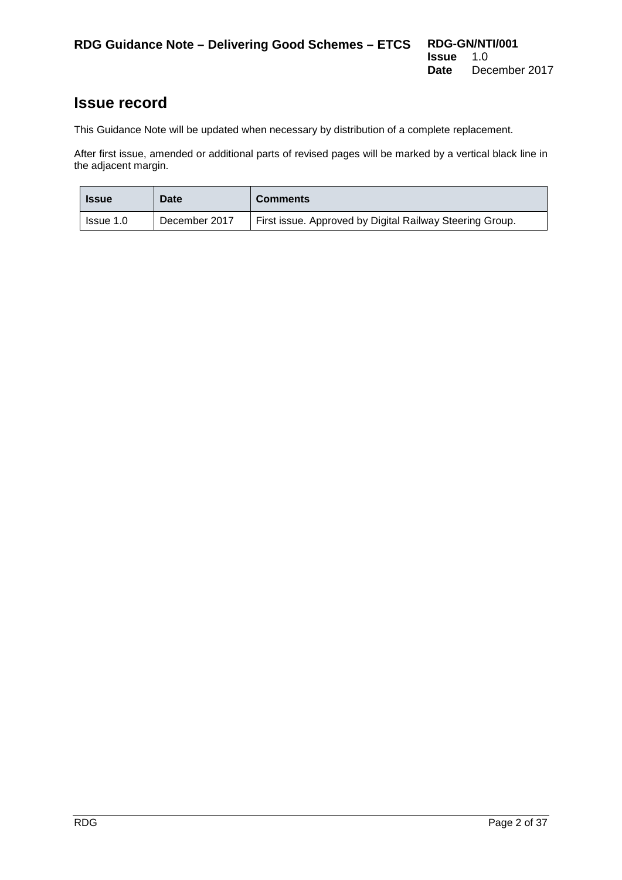# Issue record

This Guidance Note will be updated when necessary by distribution of a complete replacement.

After first issue, amended or additional parts of revised pages will be marked by a vertical black line in the adjacent margin.

| Issue | Date | Comments |
| --- | --- | --- |
| Issue 1.0 | December 2017 | First issue. Approved by Digital Railway Steering Group. |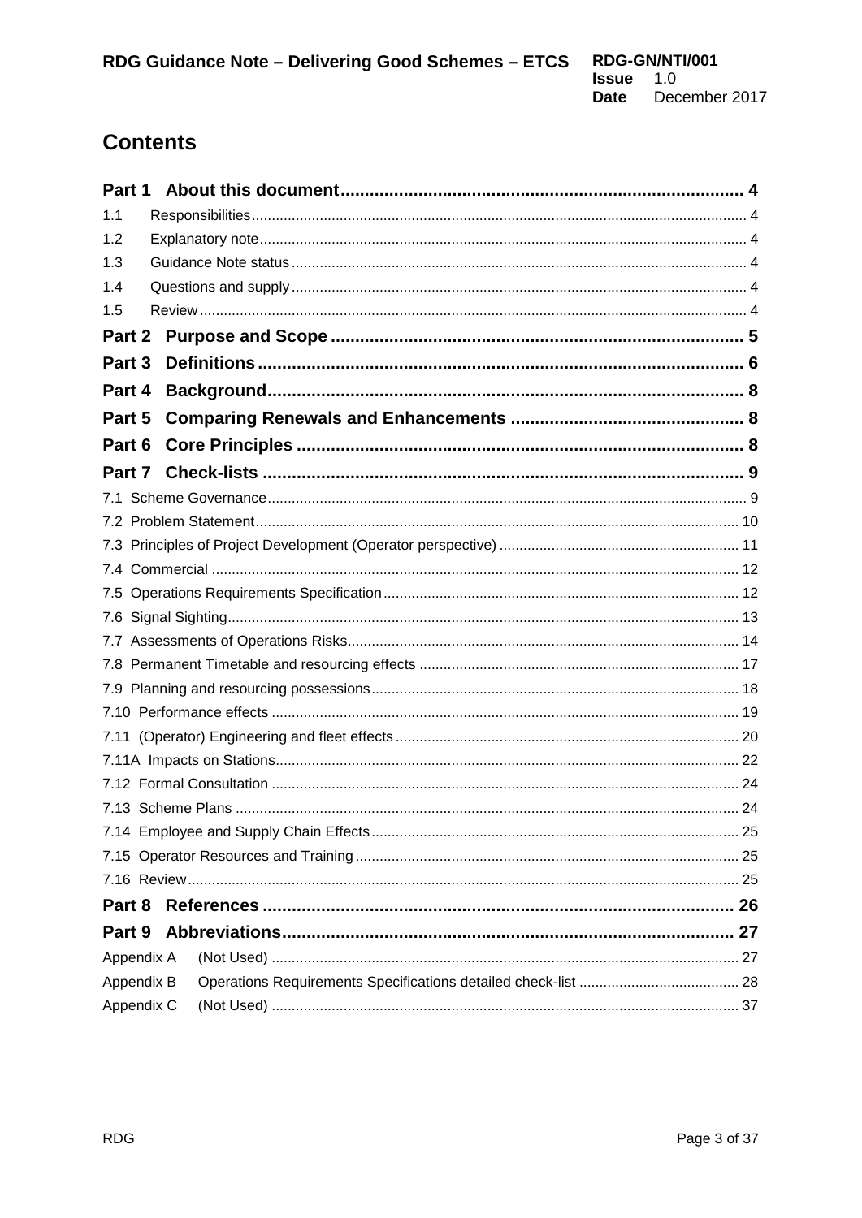# Contents

**Part 1 About this document** ........ 4

1.1 Responsibilities ........ 4

1.2 Explanatory note ........ 4

1.3 Guidance Note status ........ 4

1.4 Questions and supply ........ 4

1.5 Review ........ 4

**Part 2 Purpose and Scope** ........ 5

**Part 3 Definitions** ........ 6

**Part 4 Background** ........ 8

**Part 5 Comparing Renewals and Enhancements** ........ 8

**Part 6 Core Principles** ........ 8

**Part 7 Check-lists** ........ 9

7.1 Scheme Governance ........ 9

7.2 Problem Statement ........ 10

7.3 Principles of Project Development (Operator perspective) ........ 11

7.4 Commercial ........ 12

7.5 Operations Requirements Specification ........ 12

7.6 Signal Sighting ........ 13

7.7 Assessments of Operations Risks ........ 14

7.8 Permanent Timetable and resourcing effects ........ 17

7.9 Planning and resourcing possessions ........ 18

7.10 Performance effects ........ 19

7.11 (Operator) Engineering and fleet effects ........ 20

7.11A Impacts on Stations ........ 22

7.12 Formal Consultation ........ 24

7.13 Scheme Plans ........ 24

7.14 Employee and Supply Chain Effects ........ 25

7.15 Operator Resources and Training ........ 25

7.16 Review ........ 25

**Part 8 References** ........ 26

**Part 9 Abbreviations** ........ 27

Appendix A (Not Used) ........ 27

Appendix B Operations Requirements Specifications detailed check-list ........ 28

Appendix C (Not Used) ........ 37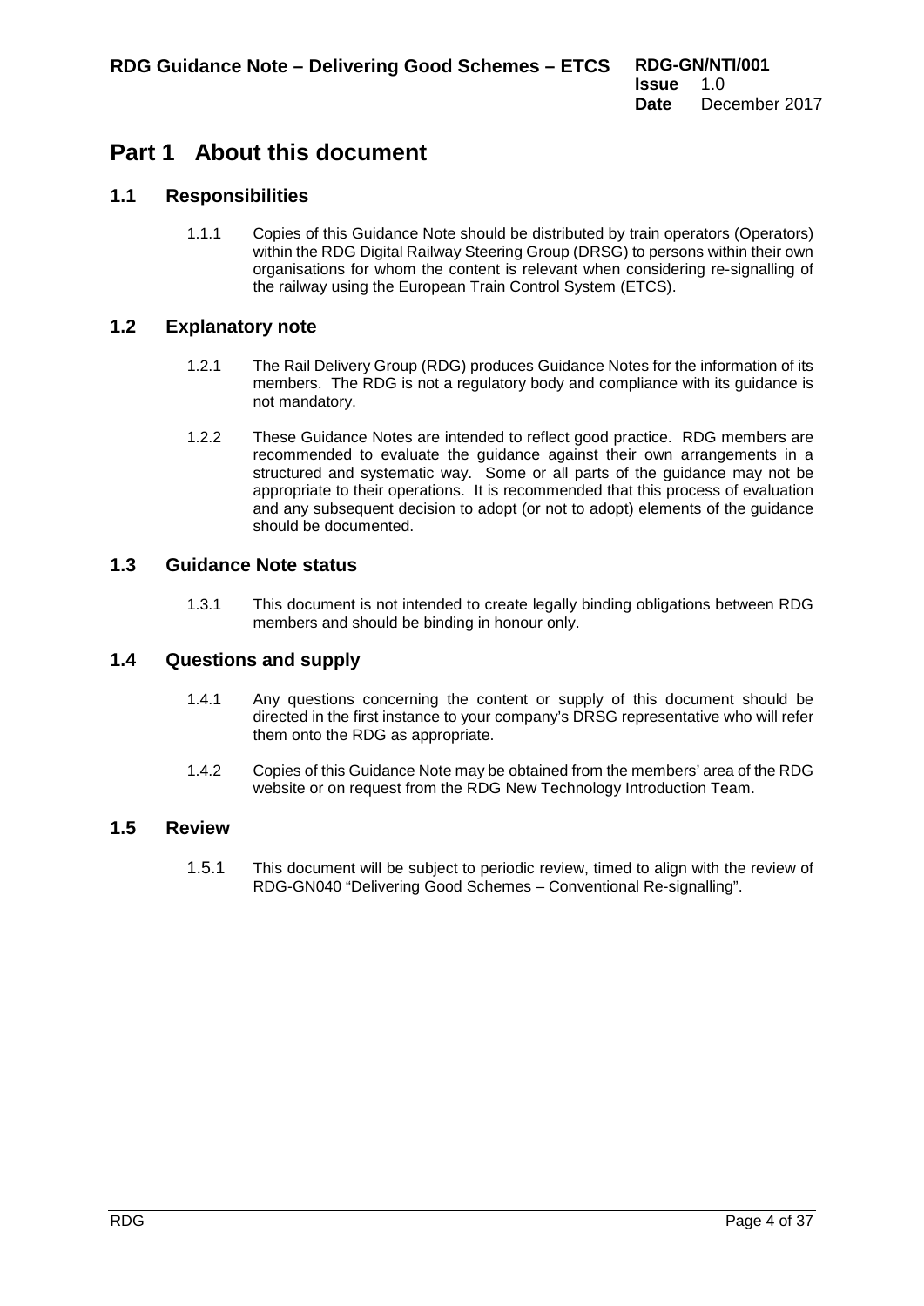# Part 1 About this document

## 1.1 Responsibilities

1.1.1 Copies of this Guidance Note should be distributed by train operators (Operators) within the RDG Digital Railway Steering Group (DRSG) to persons within their own organisations for whom the content is relevant when considering re-signalling of the railway using the European Train Control System (ETCS).

## 1.2 Explanatory note

1.2.1 The Rail Delivery Group (RDG) produces Guidance Notes for the information of its members. The RDG is not a regulatory body and compliance with its guidance is not mandatory.

1.2.2 These Guidance Notes are intended to reflect good practice. RDG members are recommended to evaluate the guidance against their own arrangements in a structured and systematic way. Some or all parts of the guidance may not be appropriate to their operations. It is recommended that this process of evaluation and any subsequent decision to adopt (or not to adopt) elements of the guidance should be documented.

## 1.3 Guidance Note status

1.3.1 This document is not intended to create legally binding obligations between RDG members and should be binding in honour only.

## 1.4 Questions and supply

1.4.1 Any questions concerning the content or supply of this document should be directed in the first instance to your company's DRSG representative who will refer them onto the RDG as appropriate.

1.4.2 Copies of this Guidance Note may be obtained from the members' area of the RDG website or on request from the RDG New Technology Introduction Team.

## 1.5 Review

1.5.1 This document will be subject to periodic review, timed to align with the review of RDG-GN040 "Delivering Good Schemes – Conventional Re-signalling".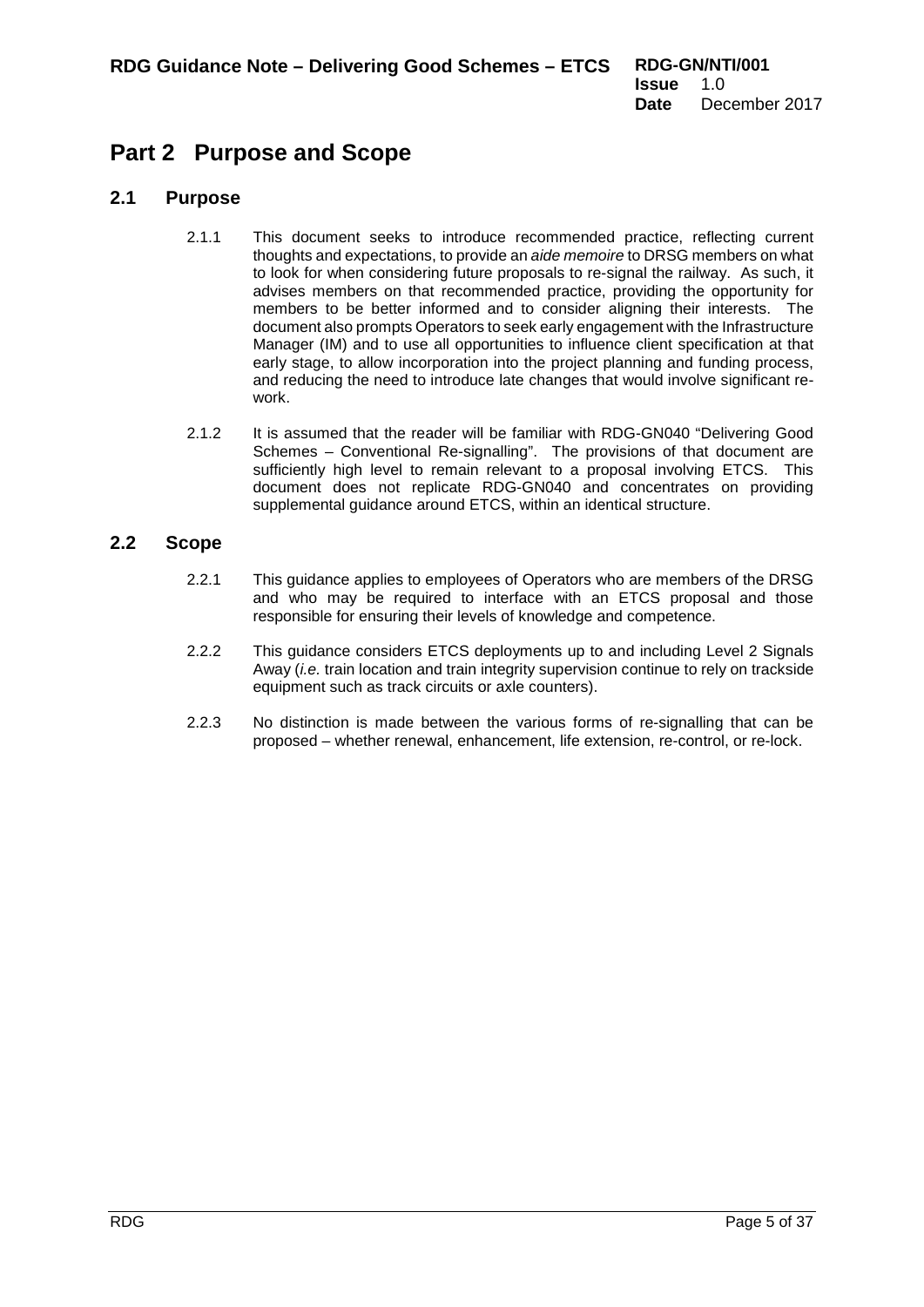# Part 2 Purpose and Scope

## 2.1 Purpose

2.1.1 This document seeks to introduce recommended practice, reflecting current thoughts and expectations, to provide an *aide memoire* to DRSG members on what to look for when considering future proposals to re-signal the railway. As such, it advises members on that recommended practice, providing the opportunity for members to be better informed and to consider aligning their interests. The document also prompts Operators to seek early engagement with the Infrastructure Manager (IM) and to use all opportunities to influence client specification at that early stage, to allow incorporation into the project planning and funding process, and reducing the need to introduce late changes that would involve significant re-work.

2.1.2 It is assumed that the reader will be familiar with RDG-GN040 "Delivering Good Schemes – Conventional Re-signalling". The provisions of that document are sufficiently high level to remain relevant to a proposal involving ETCS. This document does not replicate RDG-GN040 and concentrates on providing supplemental guidance around ETCS, within an identical structure.

## 2.2 Scope

2.2.1 This guidance applies to employees of Operators who are members of the DRSG and who may be required to interface with an ETCS proposal and those responsible for ensuring their levels of knowledge and competence.

2.2.2 This guidance considers ETCS deployments up to and including Level 2 Signals Away (*i.e.* train location and train integrity supervision continue to rely on trackside equipment such as track circuits or axle counters).

2.2.3 No distinction is made between the various forms of re-signalling that can be proposed – whether renewal, enhancement, life extension, re-control, or re-lock.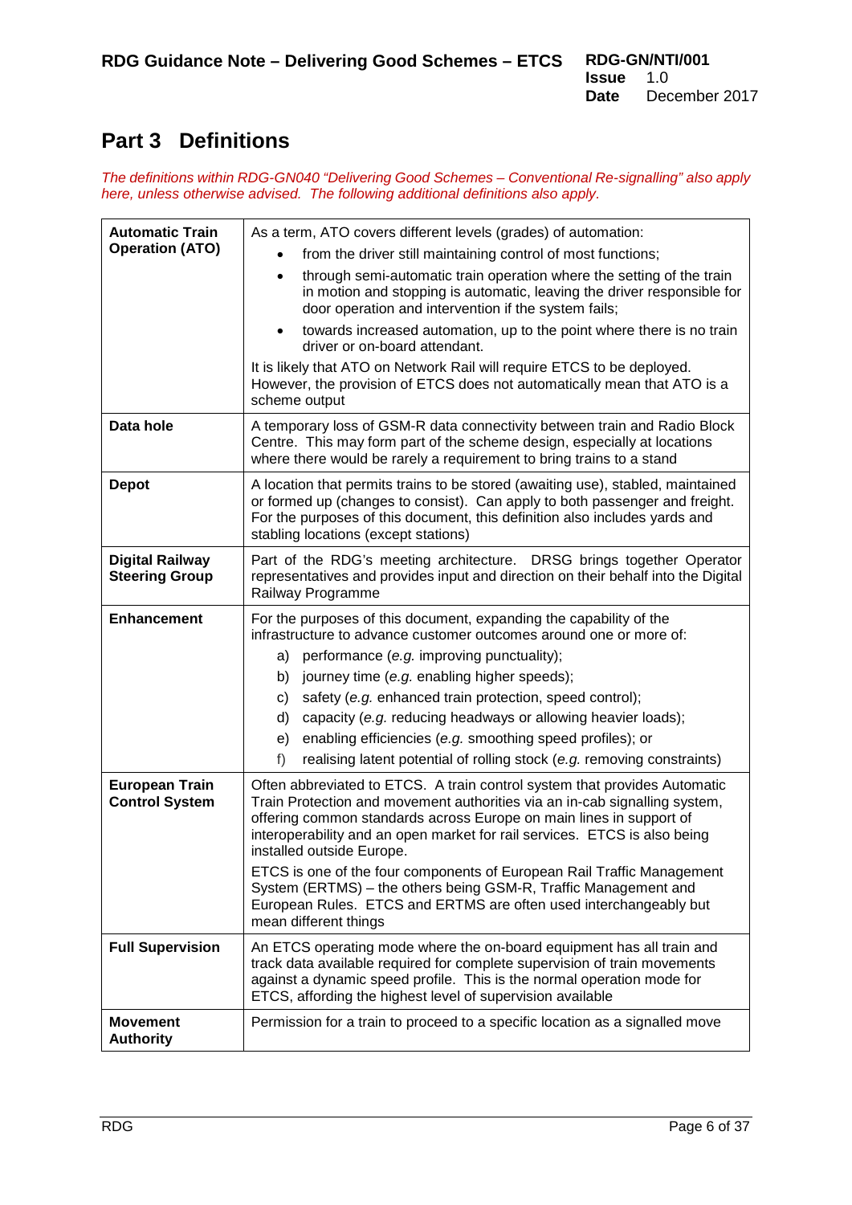# Part 3 Definitions

*The definitions within RDG-GN040 "Delivering Good Schemes – Conventional Re-signalling" also apply here, unless otherwise advised. The following additional definitions also apply.*

| | |
|---|---|
| **Automatic Train Operation (ATO)** | As a term, ATO covers different levels (grades) of automation:<br>• from the driver still maintaining control of most functions;<br>• through semi-automatic train operation where the setting of the train in motion and stopping is automatic, leaving the driver responsible for door operation and intervention if the system fails;<br>• towards increased automation, up to the point where there is no train driver or on-board attendant.<br>It is likely that ATO on Network Rail will require ETCS to be deployed. However, the provision of ETCS does not automatically mean that ATO is a scheme output |
| **Data hole** | A temporary loss of GSM-R data connectivity between train and Radio Block Centre. This may form part of the scheme design, especially at locations where there would be rarely a requirement to bring trains to a stand |
| **Depot** | A location that permits trains to be stored (awaiting use), stabled, maintained or formed up (changes to consist). Can apply to both passenger and freight. For the purposes of this document, this definition also includes yards and stabling locations (except stations) |
| **Digital Railway Steering Group** | Part of the RDG's meeting architecture. DRSG brings together Operator representatives and provides input and direction on their behalf into the Digital Railway Programme |
| **Enhancement** | For the purposes of this document, expanding the capability of the infrastructure to advance customer outcomes around one or more of:<br>a) performance (*e.g.* improving punctuality);<br>b) journey time (*e.g.* enabling higher speeds);<br>c) safety (*e.g.* enhanced train protection, speed control);<br>d) capacity (*e.g.* reducing headways or allowing heavier loads);<br>e) enabling efficiencies (*e.g.* smoothing speed profiles); or<br>f) realising latent potential of rolling stock (*e.g.* removing constraints) |
| **European Train Control System** | Often abbreviated to ETCS. A train control system that provides Automatic Train Protection and movement authorities via an in-cab signalling system, offering common standards across Europe on main lines in support of interoperability and an open market for rail services. ETCS is also being installed outside Europe.<br>ETCS is one of the four components of European Rail Traffic Management System (ERTMS) – the others being GSM-R, Traffic Management and European Rules. ETCS and ERTMS are often used interchangeably but mean different things |
| **Full Supervision** | An ETCS operating mode where the on-board equipment has all train and track data available required for complete supervision of train movements against a dynamic speed profile. This is the normal operation mode for ETCS, affording the highest level of supervision available |
| **Movement Authority** | Permission for a train to proceed to a specific location as a signalled move |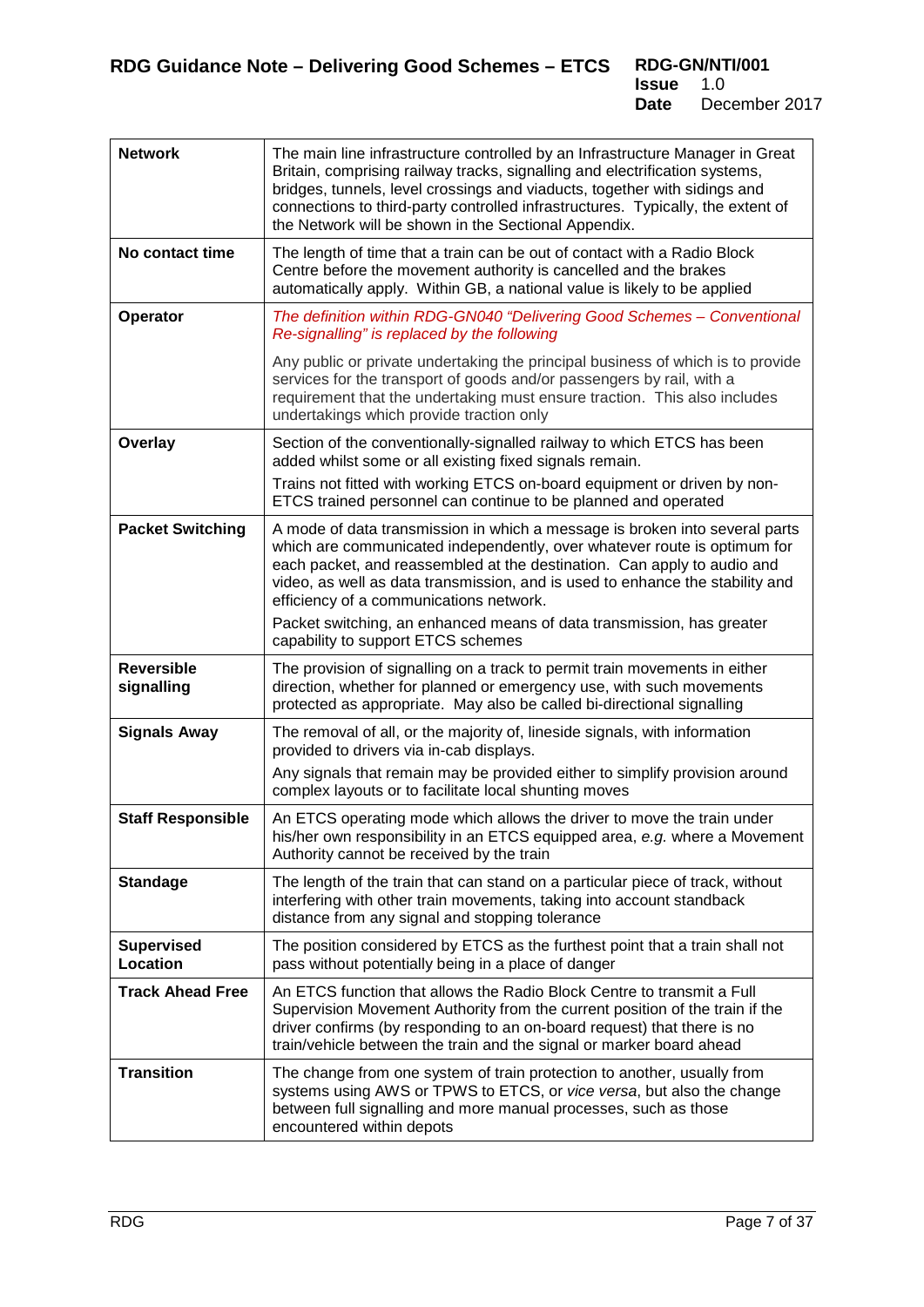| | |
|---|---|
| **Network** | The main line infrastructure controlled by an Infrastructure Manager in Great Britain, comprising railway tracks, signalling and electrification systems, bridges, tunnels, level crossings and viaducts, together with sidings and connections to third-party controlled infrastructures. Typically, the extent of the Network will be shown in the Sectional Appendix. |
| **No contact time** | The length of time that a train can be out of contact with a Radio Block Centre before the movement authority is cancelled and the brakes automatically apply. Within GB, a national value is likely to be applied |
| **Operator** | *The definition within RDG-GN040 "Delivering Good Schemes – Conventional Re-signalling" is replaced by the following*<br><br>Any public or private undertaking the principal business of which is to provide services for the transport of goods and/or passengers by rail, with a requirement that the undertaking must ensure traction. This also includes undertakings which provide traction only |
| **Overlay** | Section of the conventionally-signalled railway to which ETCS has been added whilst some or all existing fixed signals remain.<br><br>Trains not fitted with working ETCS on-board equipment or driven by non-ETCS trained personnel can continue to be planned and operated |
| **Packet Switching** | A mode of data transmission in which a message is broken into several parts which are communicated independently, over whatever route is optimum for each packet, and reassembled at the destination. Can apply to audio and video, as well as data transmission, and is used to enhance the stability and efficiency of a communications network.<br><br>Packet switching, an enhanced means of data transmission, has greater capability to support ETCS schemes |
| **Reversible signalling** | The provision of signalling on a track to permit train movements in either direction, whether for planned or emergency use, with such movements protected as appropriate. May also be called bi-directional signalling |
| **Signals Away** | The removal of all, or the majority of, lineside signals, with information provided to drivers via in-cab displays.<br><br>Any signals that remain may be provided either to simplify provision around complex layouts or to facilitate local shunting moves |
| **Staff Responsible** | An ETCS operating mode which allows the driver to move the train under his/her own responsibility in an ETCS equipped area, *e.g.* where a Movement Authority cannot be received by the train |
| **Standage** | The length of the train that can stand on a particular piece of track, without interfering with other train movements, taking into account standback distance from any signal and stopping tolerance |
| **Supervised Location** | The position considered by ETCS as the furthest point that a train shall not pass without potentially being in a place of danger |
| **Track Ahead Free** | An ETCS function that allows the Radio Block Centre to transmit a Full Supervision Movement Authority from the current position of the train if the driver confirms (by responding to an on-board request) that there is no train/vehicle between the train and the signal or marker board ahead |
| **Transition** | The change from one system of train protection to another, usually from systems using AWS or TPWS to ETCS, or *vice versa*, but also the change between full signalling and more manual processes, such as those encountered within depots |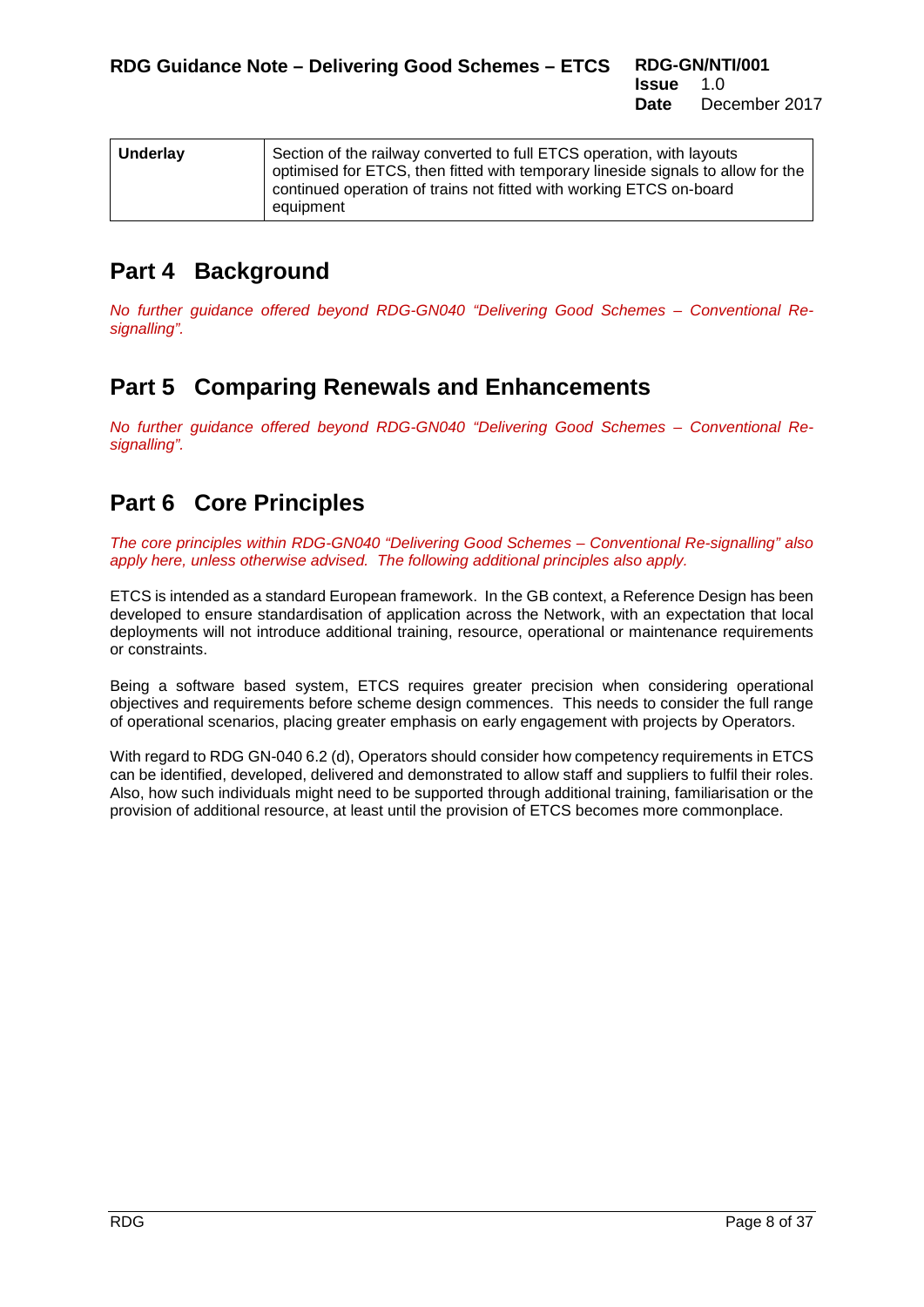| Underlay | Section of the railway converted to full ETCS operation, with layouts optimised for ETCS, then fitted with temporary lineside signals to allow for the continued operation of trains not fitted with working ETCS on-board equipment |
|---|---|

# Part 4 Background

*No further guidance offered beyond RDG-GN040 "Delivering Good Schemes – Conventional Re-signalling".*

# Part 5 Comparing Renewals and Enhancements

*No further guidance offered beyond RDG-GN040 "Delivering Good Schemes – Conventional Re-signalling".*

# Part 6 Core Principles

*The core principles within RDG-GN040 "Delivering Good Schemes – Conventional Re-signalling" also apply here, unless otherwise advised. The following additional principles also apply.*

ETCS is intended as a standard European framework. In the GB context, a Reference Design has been developed to ensure standardisation of application across the Network, with an expectation that local deployments will not introduce additional training, resource, operational or maintenance requirements or constraints.

Being a software based system, ETCS requires greater precision when considering operational objectives and requirements before scheme design commences. This needs to consider the full range of operational scenarios, placing greater emphasis on early engagement with projects by Operators.

With regard to RDG GN-040 6.2 (d), Operators should consider how competency requirements in ETCS can be identified, developed, delivered and demonstrated to allow staff and suppliers to fulfil their roles. Also, how such individuals might need to be supported through additional training, familiarisation or the provision of additional resource, at least until the provision of ETCS becomes more commonplace.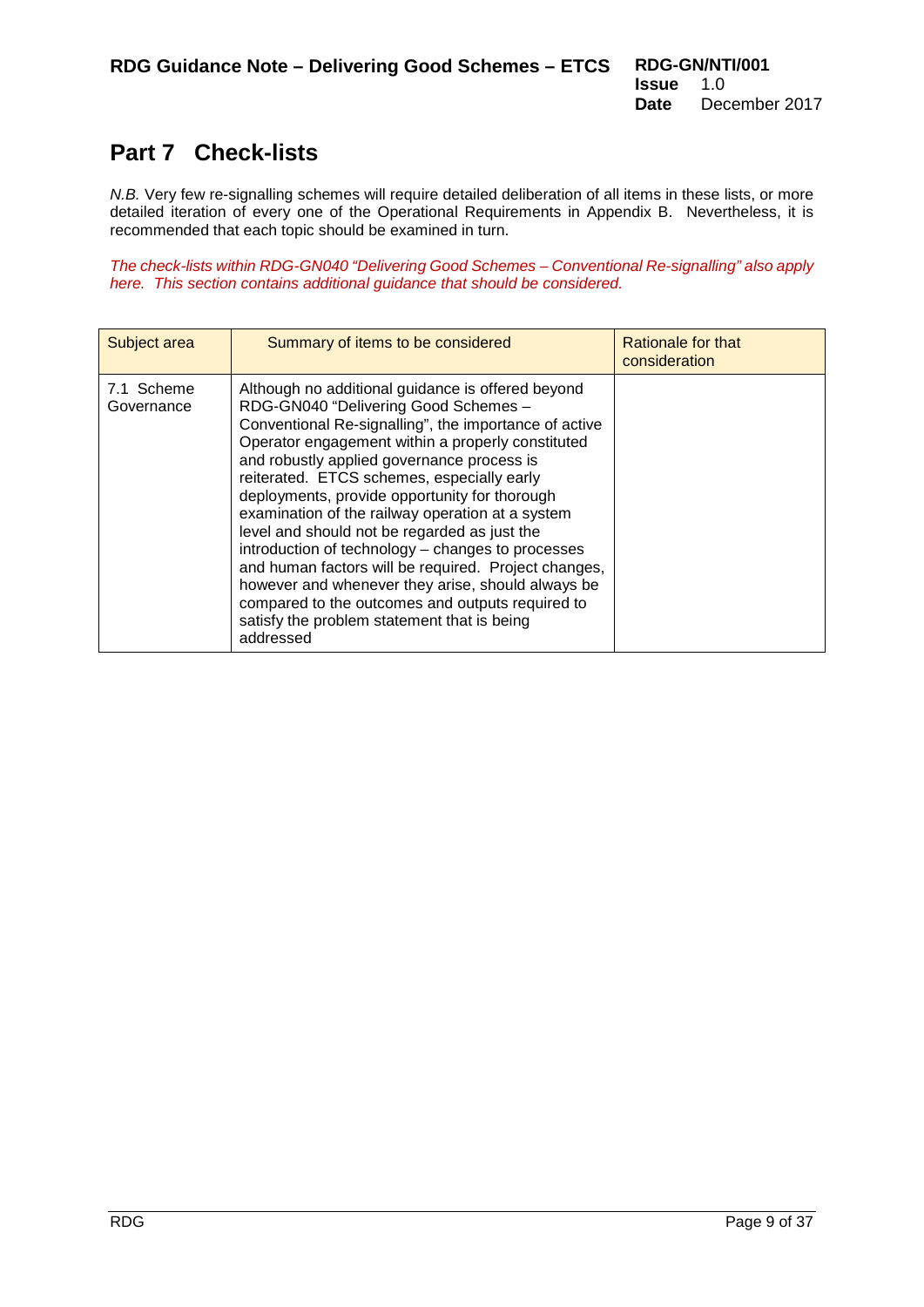# Part 7 Check-lists

*N.B.* Very few re-signalling schemes will require detailed deliberation of all items in these lists, or more detailed iteration of every one of the Operational Requirements in Appendix B. Nevertheless, it is recommended that each topic should be examined in turn.

*The check-lists within RDG-GN040 "Delivering Good Schemes – Conventional Re-signalling" also apply here. This section contains additional guidance that should be considered.*

| Subject area | Summary of items to be considered | Rationale for that consideration |
|---|---|---|
| 7.1 Scheme Governance | Although no additional guidance is offered beyond RDG-GN040 "Delivering Good Schemes – Conventional Re-signalling", the importance of active Operator engagement within a properly constituted and robustly applied governance process is reiterated. ETCS schemes, especially early deployments, provide opportunity for thorough examination of the railway operation at a system level and should not be regarded as just the introduction of technology – changes to processes and human factors will be required. Project changes, however and whenever they arise, should always be compared to the outcomes and outputs required to satisfy the problem statement that is being addressed | |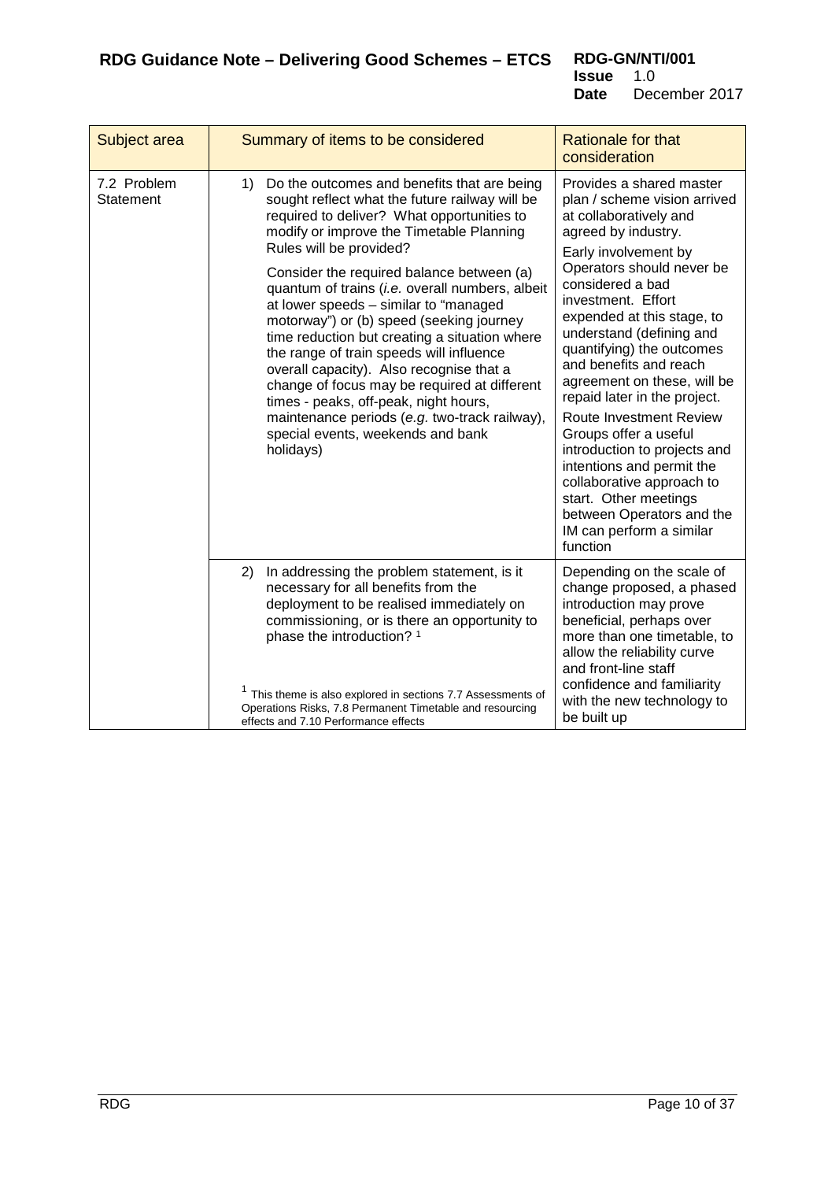| Subject area | Summary of items to be considered | Rationale for that consideration |
|---|---|---|
| 7.2 Problem Statement | 1) Do the outcomes and benefits that are being sought reflect what the future railway will be required to deliver? What opportunities to modify or improve the Timetable Planning Rules will be provided?<br><br>Consider the required balance between (a) quantum of trains (*i.e.* overall numbers, albeit at lower speeds – similar to "managed motorway") or (b) speed (seeking journey time reduction but creating a situation where the range of train speeds will influence overall capacity). Also recognise that a change of focus may be required at different times - peaks, off-peak, night hours, maintenance periods (*e.g.* two-track railway), special events, weekends and bank holidays) | Provides a shared master plan / scheme vision arrived at collaboratively and agreed by industry.<br><br>Early involvement by Operators should never be considered a bad investment. Effort expended at this stage, to understand (defining and quantifying) the outcomes and benefits and reach agreement on these, will be repaid later in the project.<br><br>Route Investment Review Groups offer a useful introduction to projects and intentions and permit the collaborative approach to start. Other meetings between Operators and the IM can perform a similar function |
| | 2) In addressing the problem statement, is it necessary for all benefits from the deployment to be realised immediately on commissioning, or is there an opportunity to phase the introduction? [1]<br><br>[1] This theme is also explored in sections 7.7 Assessments of Operations Risks, 7.8 Permanent Timetable and resourcing effects and 7.10 Performance effects | Depending on the scale of change proposed, a phased introduction may prove beneficial, perhaps over more than one timetable, to allow the reliability curve and front-line staff confidence and familiarity with the new technology to be built up |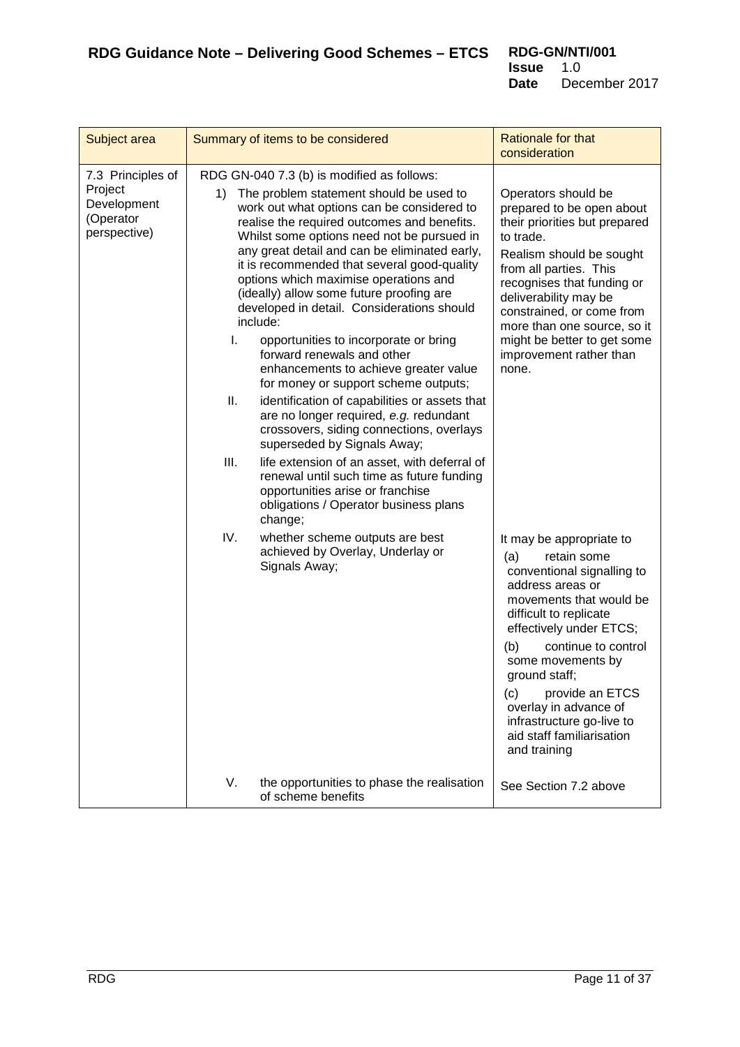| Subject area | Summary of items to be considered | Rationale for that consideration |
|---|---|---|
| 7.3 Principles of Project Development (Operator perspective) | RDG GN-040 7.3 (b) is modified as follows:<br>1) The problem statement should be used to work out what options can be considered to realise the required outcomes and benefits. Whilst some options need not be pursued in any great detail and can be eliminated early, it is recommended that several good-quality options which maximise operations and (ideally) allow some future proofing are developed in detail. Considerations should include:<br>I. opportunities to incorporate or bring forward renewals and other enhancements to achieve greater value for money or support scheme outputs;<br>II. identification of capabilities or assets that are no longer required, *e.g.* redundant crossovers, siding connections, overlays superseded by Signals Away;<br>III. life extension of an asset, with deferral of renewal until such time as future funding opportunities arise or franchise obligations / Operator business plans change; | Operators should be prepared to be open about their priorities but prepared to trade.<br>Realism should be sought from all parties. This recognises that funding or deliverability may be constrained, or come from more than one source, so it might be better to get some improvement rather than none. |
| | IV. whether scheme outputs are best achieved by Overlay, Underlay or Signals Away; | It may be appropriate to<br>(a) retain some conventional signalling to address areas or movements that would be difficult to replicate effectively under ETCS;<br>(b) continue to control some movements by ground staff;<br>(c) provide an ETCS overlay in advance of infrastructure go-live to aid staff familiarisation and training |
| | V. the opportunities to phase the realisation of scheme benefits | See Section 7.2 above |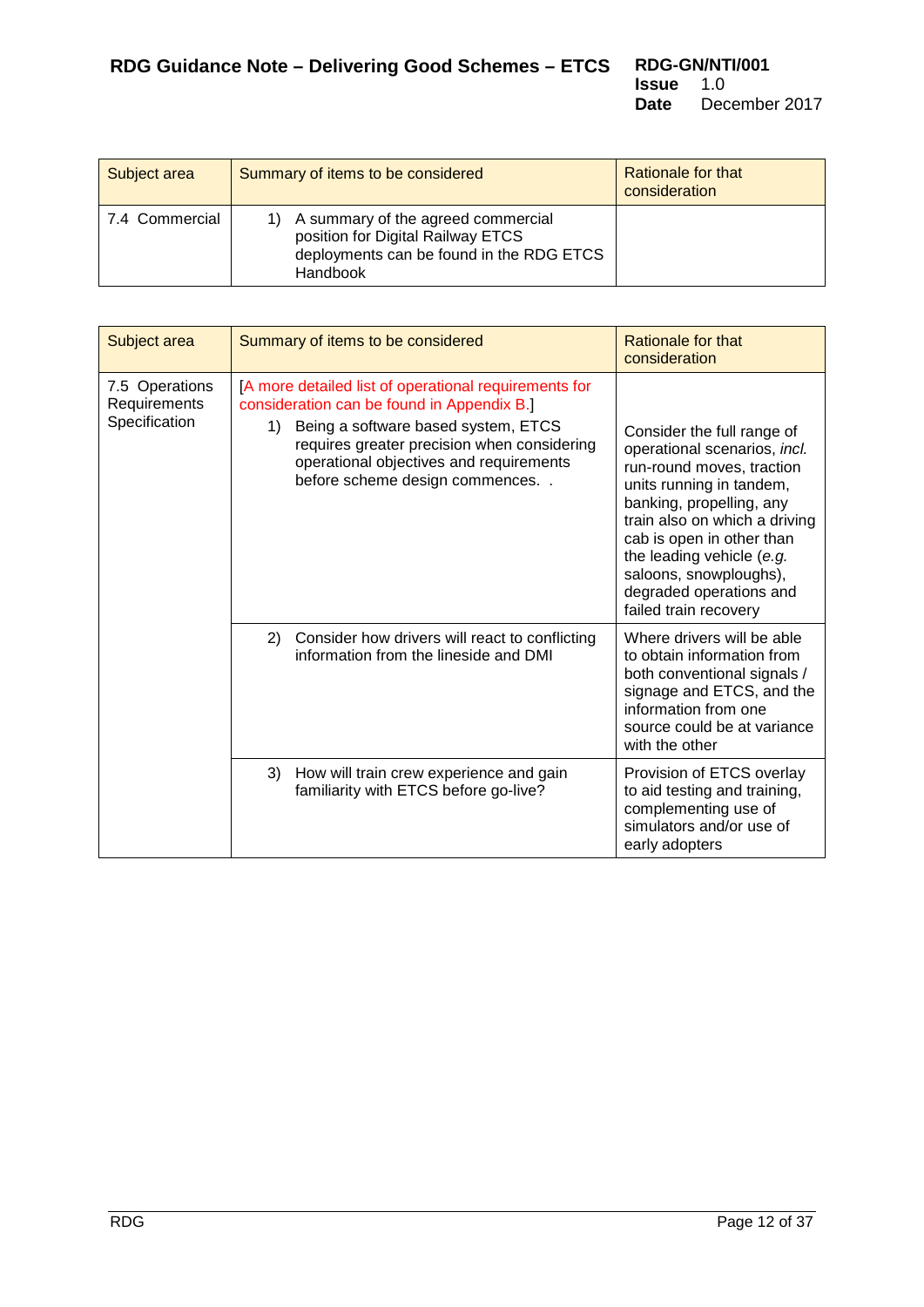| Subject area | Summary of items to be considered | Rationale for that consideration |
|---|---|---|
| 7.4 Commercial | 1) A summary of the agreed commercial position for Digital Railway ETCS deployments can be found in the RDG ETCS Handbook | |

| Subject area | Summary of items to be considered | Rationale for that consideration |
|---|---|---|
| 7.5 Operations Requirements Specification | [A more detailed list of operational requirements for consideration can be found in Appendix B.] 1) Being a software based system, ETCS requires greater precision when considering operational objectives and requirements before scheme design commences. . | Consider the full range of operational scenarios, *incl.* run-round moves, traction units running in tandem, banking, propelling, any train also on which a driving cab is open in other than the leading vehicle (*e.g.* saloons, snowploughs), degraded operations and failed train recovery |
| | 2) Consider how drivers will react to conflicting information from the lineside and DMI | Where drivers will be able to obtain information from both conventional signals / signage and ETCS, and the information from one source could be at variance with the other |
| | 3) How will train crew experience and gain familiarity with ETCS before go-live? | Provision of ETCS overlay to aid testing and training, complementing use of simulators and/or use of early adopters |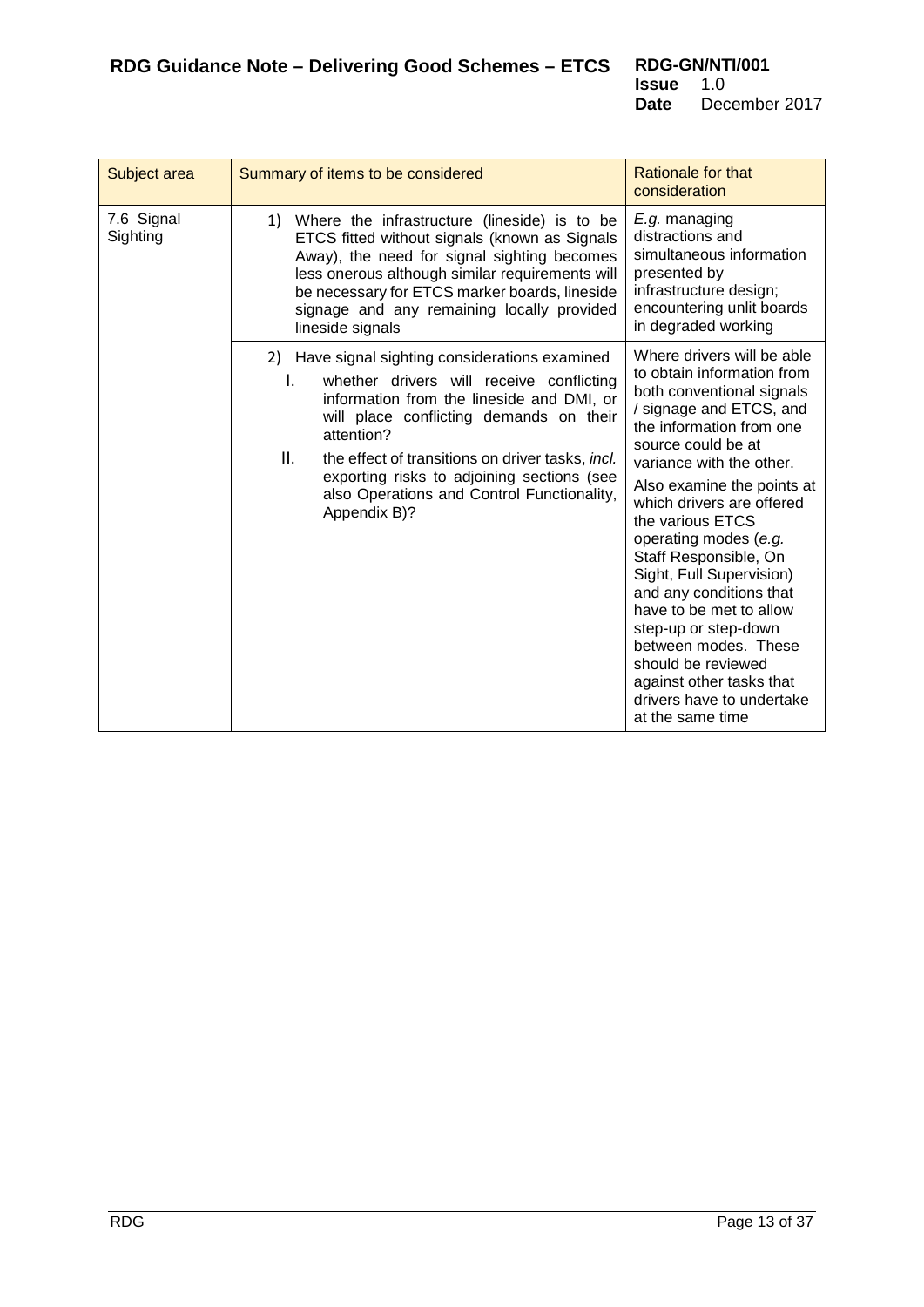| Subject area | Summary of items to be considered | Rationale for that consideration |
|---|---|---|
| 7.6 Signal Sighting | 1) Where the infrastructure (lineside) is to be ETCS fitted without signals (known as Signals Away), the need for signal sighting becomes less onerous although similar requirements will be necessary for ETCS marker boards, lineside signage and any remaining locally provided lineside signals | *E.g.* managing distractions and simultaneous information presented by infrastructure design; encountering unlit boards in degraded working |
| | 2) Have signal sighting considerations examined<br>I. whether drivers will receive conflicting information from the lineside and DMI, or will place conflicting demands on their attention?<br>II. the effect of transitions on driver tasks, *incl.* exporting risks to adjoining sections (see also Operations and Control Functionality, Appendix B)? | Where drivers will be able to obtain information from both conventional signals / signage and ETCS, and the information from one source could be at variance with the other.<br>Also examine the points at which drivers are offered the various ETCS operating modes (*e.g.* Staff Responsible, On Sight, Full Supervision) and any conditions that have to be met to allow step-up or step-down between modes. These should be reviewed against other tasks that drivers have to undertake at the same time |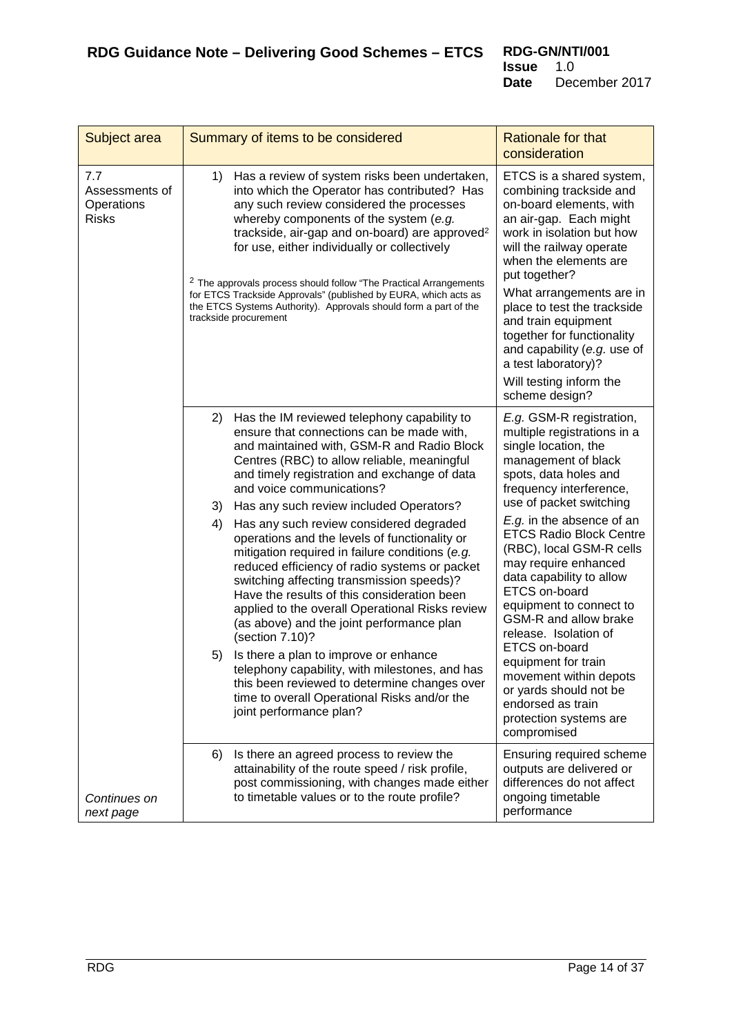| Subject area | Summary of items to be considered | Rationale for that consideration |
|---|---|---|
| 7.7 Assessments of Operations Risks | 1) Has a review of system risks been undertaken, into which the Operator has contributed? Has any such review considered the processes whereby components of the system (*e.g.* trackside, air-gap and on-board) are approved[2] for use, either individually or collectively<br><br>[2] The approvals process should follow "The Practical Arrangements for ETCS Trackside Approvals" (published by EURA, which acts as the ETCS Systems Authority). Approvals should form a part of the trackside procurement | ETCS is a shared system, combining trackside and on-board elements, with an air-gap. Each might work in isolation but how will the railway operate when the elements are put together?<br><br>What arrangements are in place to test the trackside and train equipment together for functionality and capability (*e.g.* use of a test laboratory)?<br><br>Will testing inform the scheme design? |
| | 2) Has the IM reviewed telephony capability to ensure that connections can be made with, and maintained with, GSM-R and Radio Block Centres (RBC) to allow reliable, meaningful and timely registration and exchange of data and voice communications?<br><br>3) Has any such review included Operators?<br><br>4) Has any such review considered degraded operations and the levels of functionality or mitigation required in failure conditions (*e.g.* reduced efficiency of radio systems or packet switching affecting transmission speeds)? Have the results of this consideration been applied to the overall Operational Risks review (as above) and the joint performance plan (section 7.10)?<br><br>5) Is there a plan to improve or enhance telephony capability, with milestones, and has this been reviewed to determine changes over time to overall Operational Risks and/or the joint performance plan? | *E.g.* GSM-R registration, multiple registrations in a single location, the management of black spots, data holes and frequency interference, use of packet switching<br><br>*E.g.* in the absence of an ETCS Radio Block Centre (RBC), local GSM-R cells may require enhanced data capability to allow ETCS on-board equipment to connect to GSM-R and allow brake release. Isolation of ETCS on-board equipment for train movement within depots or yards should not be endorsed as train protection systems are compromised |
| *Continues on next page* | 6) Is there an agreed process to review the attainability of the route speed / risk profile, post commissioning, with changes made either to timetable values or to the route profile? | Ensuring required scheme outputs are delivered or differences do not affect ongoing timetable performance |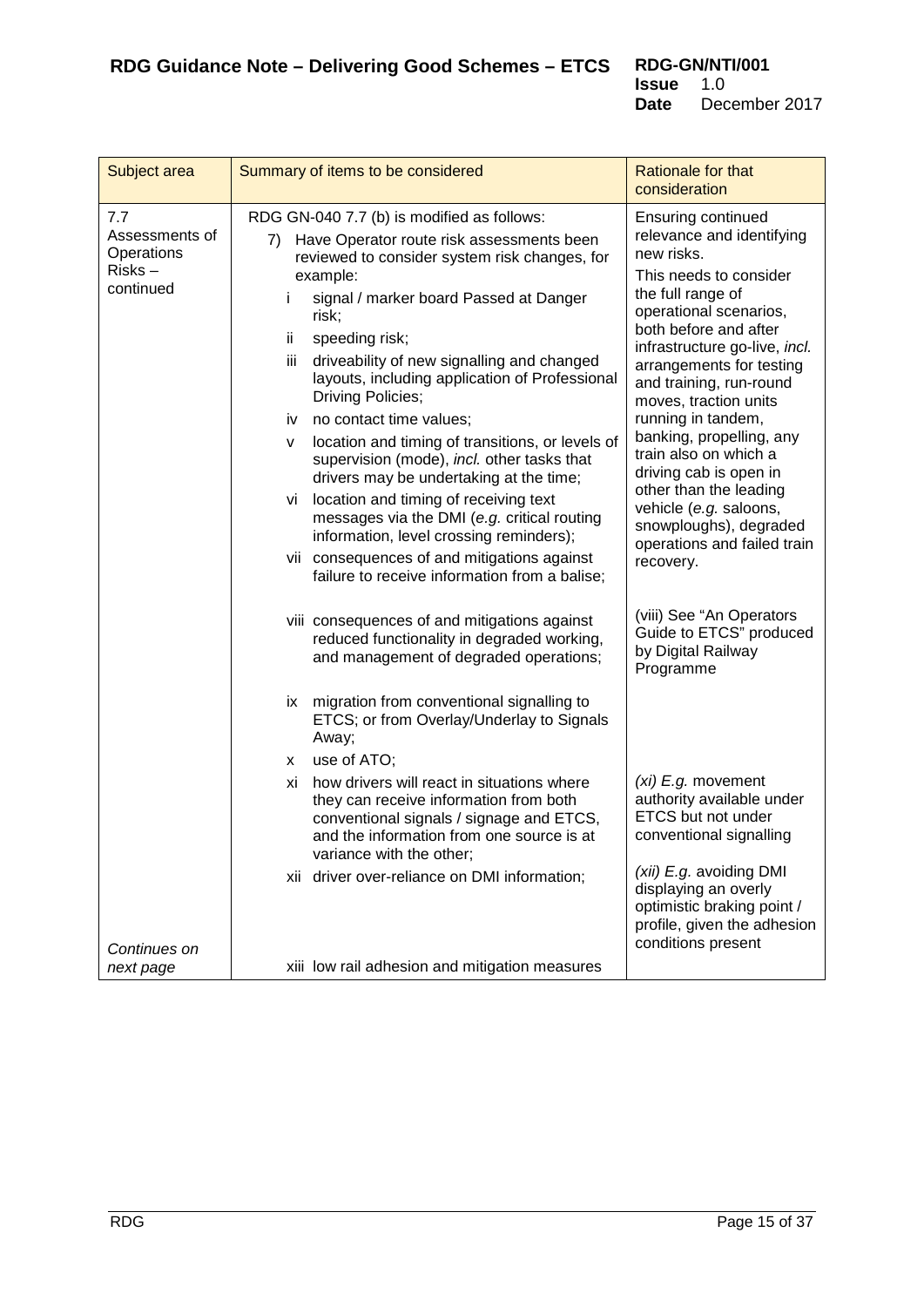| Subject area | Summary of items to be considered | Rationale for that consideration |
|---|---|---|
| 7.7 Assessments of Operations Risks – continued | RDG GN-040 7.7 (b) is modified as follows:<br>7) Have Operator route risk assessments been reviewed to consider system risk changes, for example:<br>i signal / marker board Passed at Danger risk;<br>ii speeding risk;<br>iii driveability of new signalling and changed layouts, including application of Professional Driving Policies;<br>iv no contact time values;<br>v location and timing of transitions, or levels of supervision (mode), *incl.* other tasks that drivers may be undertaking at the time;<br>vi location and timing of receiving text messages via the DMI (*e.g.* critical routing information, level crossing reminders);<br>vii consequences of and mitigations against failure to receive information from a balise; | Ensuring continued relevance and identifying new risks.<br>This needs to consider the full range of operational scenarios, both before and after infrastructure go-live, *incl.* arrangements for testing and training, run-round moves, traction units running in tandem, banking, propelling, any train also on which a driving cab is open in other than the leading vehicle (*e.g.* saloons, snowploughs), degraded operations and failed train recovery. |
| | viii consequences of and mitigations against reduced functionality in degraded working, and management of degraded operations; | (viii) See "An Operators Guide to ETCS" produced by Digital Railway Programme |
| | ix migration from conventional signalling to ETCS; or from Overlay/Underlay to Signals Away;<br>x use of ATO; | |
| | xi how drivers will react in situations where they can receive information from both conventional signals / signage and ETCS, and the information from one source is at variance with the other; | *(xi) E.g.* movement authority available under ETCS but not under conventional signalling |
| | xii driver over-reliance on DMI information; | *(xii) E.g.* avoiding DMI displaying an overly optimistic braking point / profile, given the adhesion conditions present |
| *Continues on next page* | xiii low rail adhesion and mitigation measures | |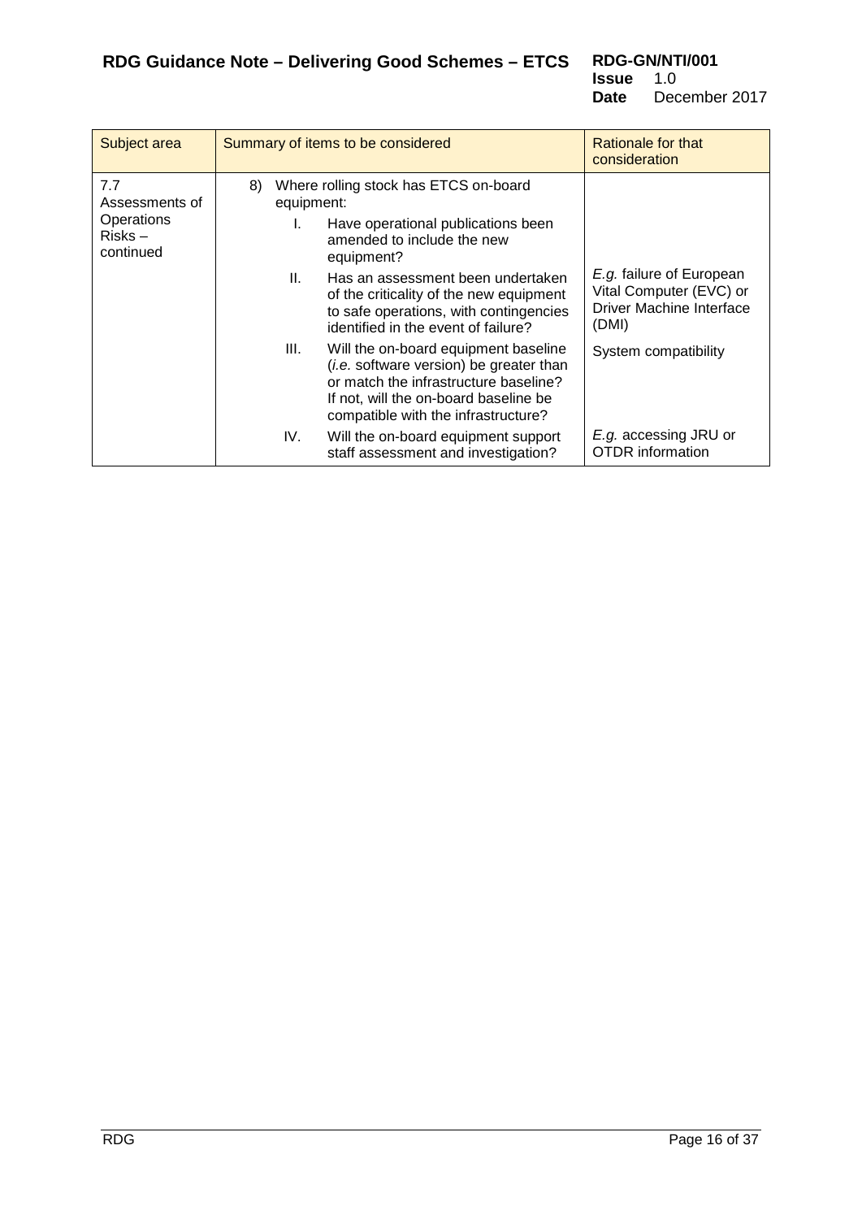| Subject area | Summary of items to be considered | Rationale for that consideration |
|---|---|---|
| 7.7 Assessments of Operations Risks – continued | 8) Where rolling stock has ETCS on-board equipment: | |
| | I. Have operational publications been amended to include the new equipment? | |
| | II. Has an assessment been undertaken of the criticality of the new equipment to safe operations, with contingencies identified in the event of failure? | *E.g.* failure of European Vital Computer (EVC) or Driver Machine Interface (DMI) |
| | III. Will the on-board equipment baseline (*i.e.* software version) be greater than or match the infrastructure baseline? If not, will the on-board baseline be compatible with the infrastructure? | System compatibility |
| | IV. Will the on-board equipment support staff assessment and investigation? | *E.g.* accessing JRU or OTDR information |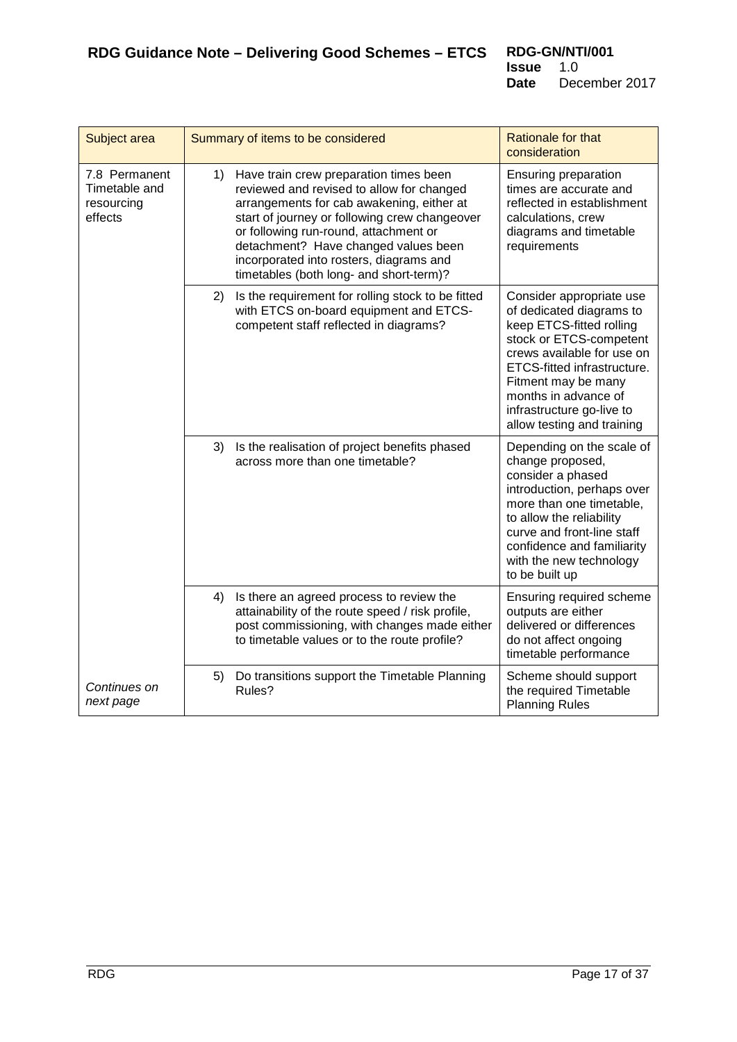| Subject area | Summary of items to be considered | Rationale for that consideration |
|---|---|---|
| 7.8 Permanent Timetable and resourcing effects | 1) Have train crew preparation times been reviewed and revised to allow for changed arrangements for cab awakening, either at start of journey or following crew changeover or following run-round, attachment or detachment? Have changed values been incorporated into rosters, diagrams and timetables (both long- and short-term)? | Ensuring preparation times are accurate and reflected in establishment calculations, crew diagrams and timetable requirements |
| | 2) Is the requirement for rolling stock to be fitted with ETCS on-board equipment and ETCS-competent staff reflected in diagrams? | Consider appropriate use of dedicated diagrams to keep ETCS-fitted rolling stock or ETCS-competent crews available for use on ETCS-fitted infrastructure. Fitment may be many months in advance of infrastructure go-live to allow testing and training |
| | 3) Is the realisation of project benefits phased across more than one timetable? | Depending on the scale of change proposed, consider a phased introduction, perhaps over more than one timetable, to allow the reliability curve and front-line staff confidence and familiarity with the new technology to be built up |
| | 4) Is there an agreed process to review the attainability of the route speed / risk profile, post commissioning, with changes made either to timetable values or to the route profile? | Ensuring required scheme outputs are either delivered or differences do not affect ongoing timetable performance |
| *Continues on next page* | 5) Do transitions support the Timetable Planning Rules? | Scheme should support the required Timetable Planning Rules |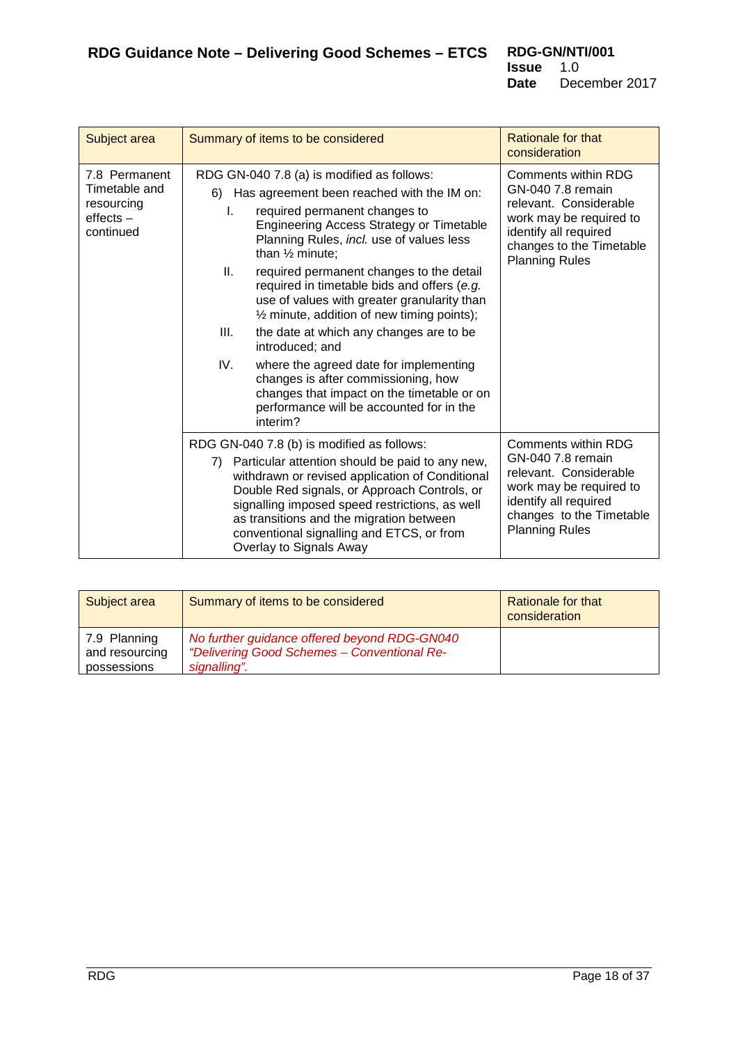| Subject area | Summary of items to be considered | Rationale for that consideration |
|---|---|---|
| 7.8 Permanent Timetable and resourcing effects – continued | RDG GN-040 7.8 (a) is modified as follows:<br>6) Has agreement been reached with the IM on:<br>I. required permanent changes to Engineering Access Strategy or Timetable Planning Rules, *incl.* use of values less than ½ minute;<br>II. required permanent changes to the detail required in timetable bids and offers (*e.g.* use of values with greater granularity than ½ minute, addition of new timing points);<br>III. the date at which any changes are to be introduced; and<br>IV. where the agreed date for implementing changes is after commissioning, how changes that impact on the timetable or on performance will be accounted for in the interim? | Comments within RDG GN-040 7.8 remain relevant. Considerable work may be required to identify all required changes to the Timetable Planning Rules |
| | RDG GN-040 7.8 (b) is modified as follows:<br>7) Particular attention should be paid to any new, withdrawn or revised application of Conditional Double Red signals, or Approach Controls, or signalling imposed speed restrictions, as well as transitions and the migration between conventional signalling and ETCS, or from Overlay to Signals Away | Comments within RDG GN-040 7.8 remain relevant. Considerable work may be required to identify all required changes to the Timetable Planning Rules |

| Subject area | Summary of items to be considered | Rationale for that consideration |
|---|---|---|
| 7.9 Planning and resourcing possessions | *No further guidance offered beyond RDG-GN040 "Delivering Good Schemes – Conventional Re-signalling".* | |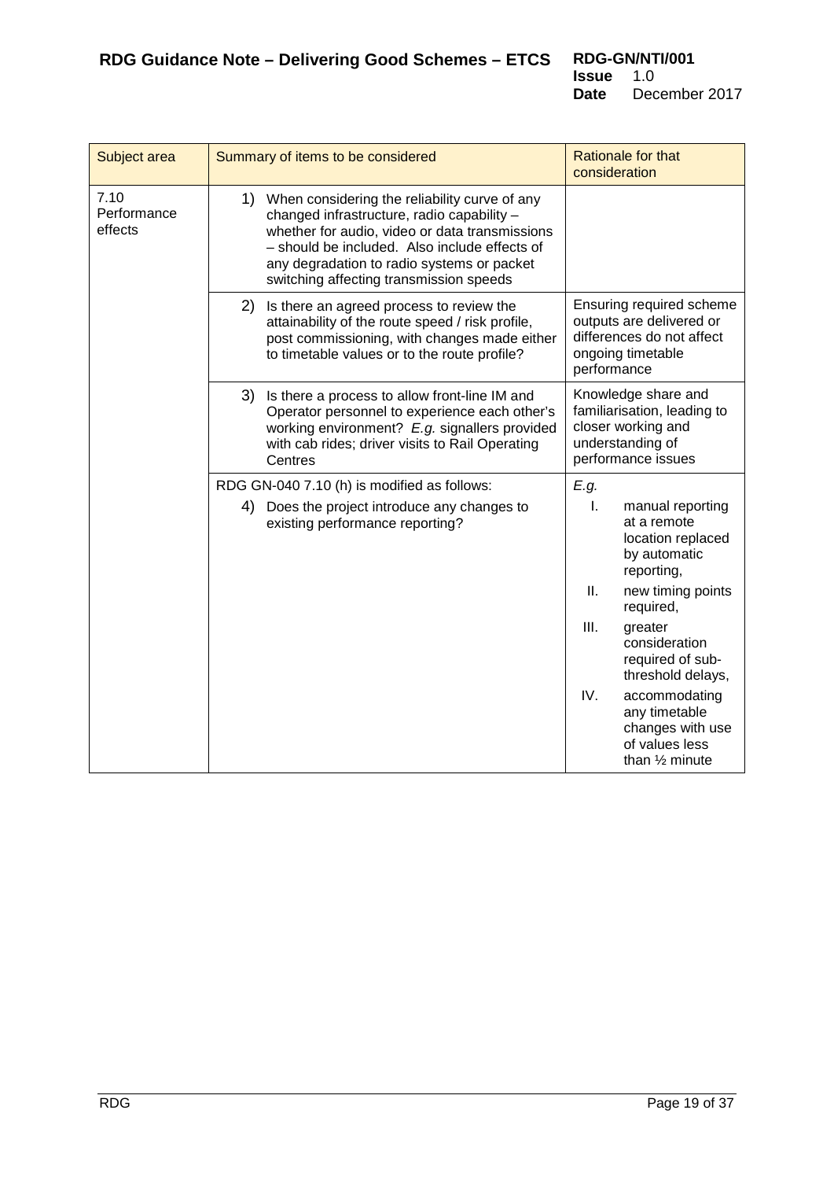| Subject area | Summary of items to be considered | Rationale for that consideration |
|---|---|---|
| 7.10 Performance effects | 1) When considering the reliability curve of any changed infrastructure, radio capability – whether for audio, video or data transmissions – should be included. Also include effects of any degradation to radio systems or packet switching affecting transmission speeds | |
| | 2) Is there an agreed process to review the attainability of the route speed / risk profile, post commissioning, with changes made either to timetable values or to the route profile? | Ensuring required scheme outputs are delivered or differences do not affect ongoing timetable performance |
| | 3) Is there a process to allow front-line IM and Operator personnel to experience each other's working environment? *E.g.* signallers provided with cab rides; driver visits to Rail Operating Centres | Knowledge share and familiarisation, leading to closer working and understanding of performance issues |
| | RDG GN-040 7.10 (h) is modified as follows: 4) Does the project introduce any changes to existing performance reporting? | *E.g.* I. manual reporting at a remote location replaced by automatic reporting, II. new timing points required, III. greater consideration required of sub-threshold delays, IV. accommodating any timetable changes with use of values less than ½ minute |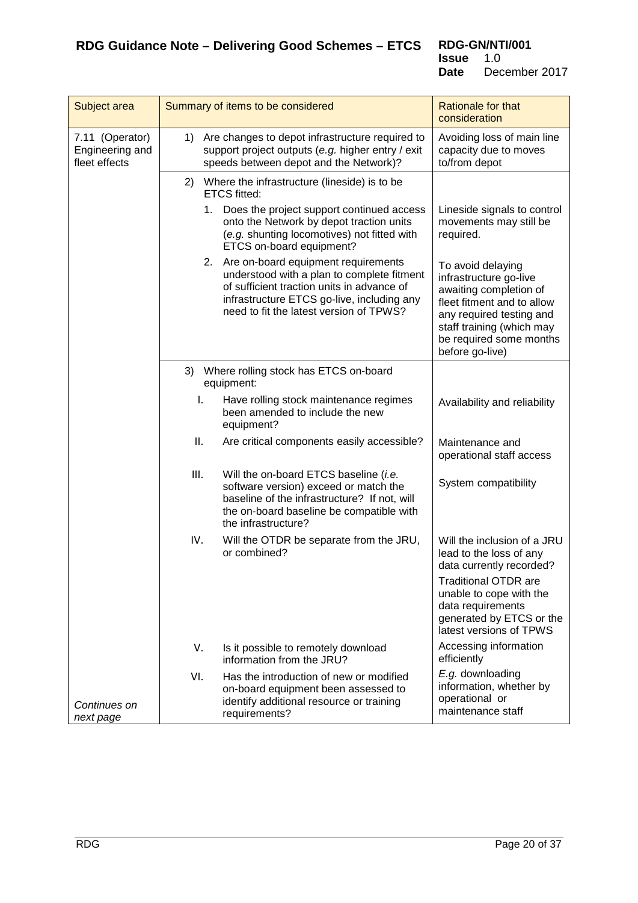| Subject area | Summary of items to be considered | Rationale for that consideration |
|---|---|---|
| 7.11 (Operator) Engineering and fleet effects | 1) Are changes to depot infrastructure required to support project outputs (*e.g.* higher entry / exit speeds between depot and the Network)? | Avoiding loss of main line capacity due to moves to/from depot |
| | 2) Where the infrastructure (lineside) is to be ETCS fitted: | |
| | 1. Does the project support continued access onto the Network by depot traction units (*e.g.* shunting locomotives) not fitted with ETCS on-board equipment? | Lineside signals to control movements may still be required. |
| | 2. Are on-board equipment requirements understood with a plan to complete fitment of sufficient traction units in advance of infrastructure ETCS go-live, including any need to fit the latest version of TPWS? | To avoid delaying infrastructure go-live awaiting completion of fleet fitment and to allow any required testing and staff training (which may be required some months before go-live) |
| | 3) Where rolling stock has ETCS on-board equipment: | |
| | I. Have rolling stock maintenance regimes been amended to include the new equipment? | Availability and reliability |
| | II. Are critical components easily accessible? | Maintenance and operational staff access |
| | III. Will the on-board ETCS baseline (*i.e.* software version) exceed or match the baseline of the infrastructure? If not, will the on-board baseline be compatible with the infrastructure? | System compatibility |
| | IV. Will the OTDR be separate from the JRU, or combined? | Will the inclusion of a JRU lead to the loss of any data currently recorded? Traditional OTDR are unable to cope with the data requirements generated by ETCS or the latest versions of TPWS |
| | V. Is it possible to remotely download information from the JRU? | Accessing information efficiently |
| *Continues on next page* | VI. Has the introduction of new or modified on-board equipment been assessed to identify additional resource or training requirements? | *E.g.* downloading information, whether by operational or maintenance staff |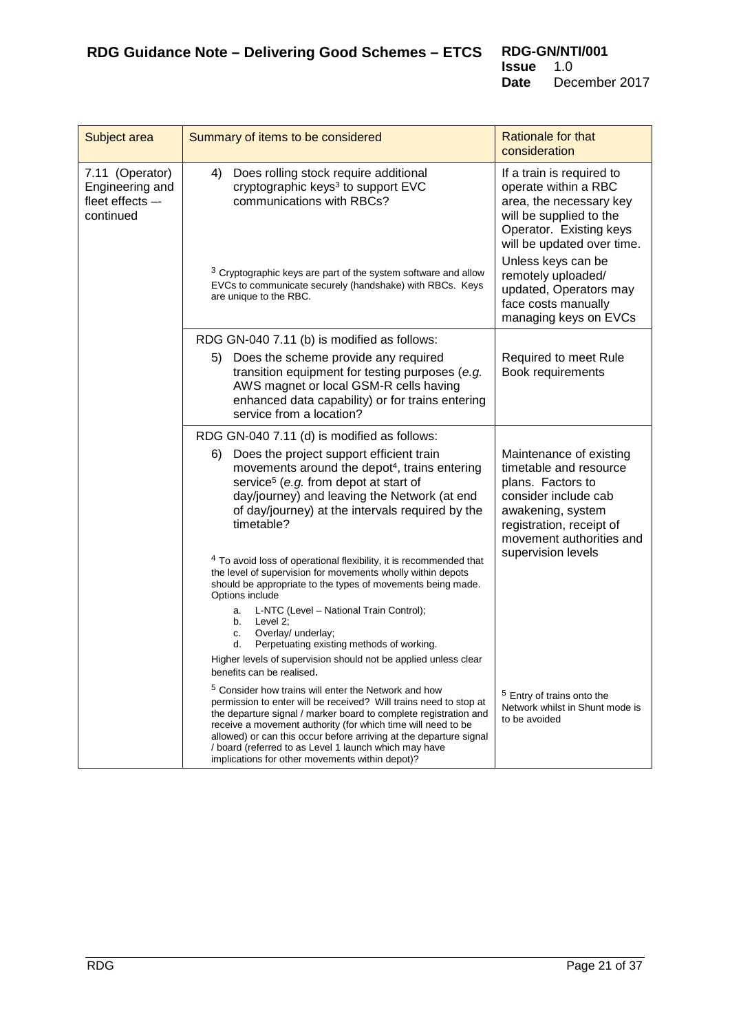| Subject area | Summary of items to be considered | Rationale for that consideration |
|---|---|---|
| 7.11 (Operator) Engineering and fleet effects –- continued | 4) Does rolling stock require additional cryptographic keys[3] to support EVC communications with RBCs?<br><br>[3] Cryptographic keys are part of the system software and allow EVCs to communicate securely (handshake) with RBCs. Keys are unique to the RBC. | If a train is required to operate within a RBC area, the necessary key will be supplied to the Operator. Existing keys will be updated over time.<br>Unless keys can be remotely uploaded/ updated, Operators may face costs manually managing keys on EVCs |
| | RDG GN-040 7.11 (b) is modified as follows:<br>5) Does the scheme provide any required transition equipment for testing purposes (*e.g.* AWS magnet or local GSM-R cells having enhanced data capability) or for trains entering service from a location? | Required to meet Rule Book requirements |
| | RDG GN-040 7.11 (d) is modified as follows:<br>6) Does the project support efficient train movements around the depot[4], trains entering service[5] (*e.g.* from depot at start of day/journey) and leaving the Network (at end of day/journey) at the intervals required by the timetable?<br><br>[4] To avoid loss of operational flexibility, it is recommended that the level of supervision for movements wholly within depots should be appropriate to the types of movements being made. Options include<br>a. L-NTC (Level – National Train Control);<br>b. Level 2;<br>c. Overlay/ underlay;<br>d. Perpetuating existing methods of working.<br>Higher levels of supervision should not be applied unless clear benefits can be realised.<br><br>[5] Consider how trains will enter the Network and how permission to enter will be received? Will trains need to stop at the departure signal / marker board to complete registration and receive a movement authority (for which time will need to be allowed) or can this occur before arriving at the departure signal / board (referred to as Level 1 launch which may have implications for other movements within depot)? | Maintenance of existing timetable and resource plans. Factors to consider include cab awakening, system registration, receipt of movement authorities and supervision levels<br><br>[5] Entry of trains onto the Network whilst in Shunt mode is to be avoided |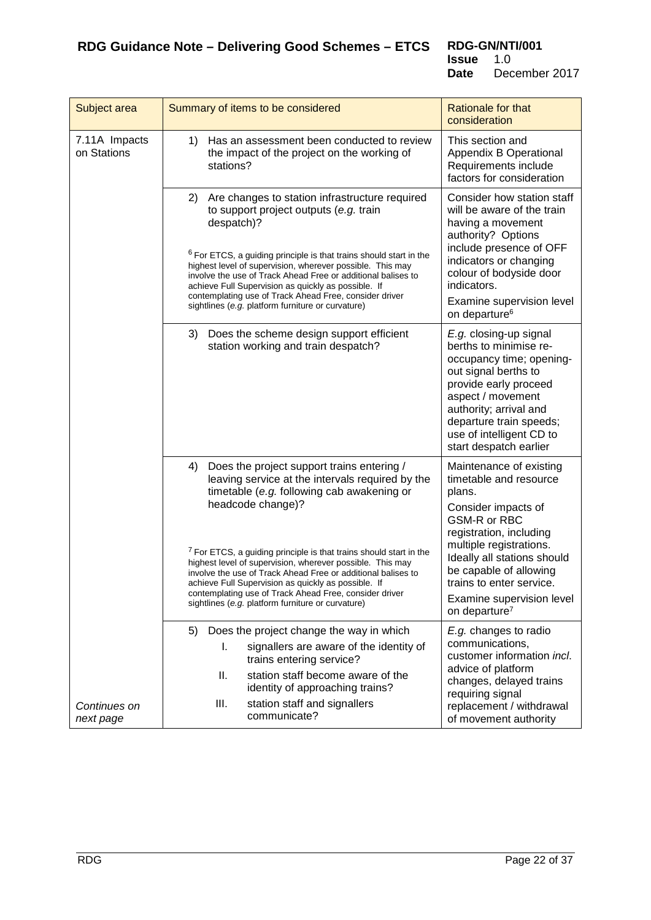| Subject area | Summary of items to be considered | Rationale for that consideration |
|---|---|---|
| 7.11A Impacts on Stations | 1) Has an assessment been conducted to review the impact of the project on the working of stations? | This section and Appendix B Operational Requirements include factors for consideration |
| | 2) Are changes to station infrastructure required to support project outputs (*e.g.* train despatch)?<br><br>[6] For ETCS, a guiding principle is that trains should start in the highest level of supervision, wherever possible. This may involve the use of Track Ahead Free or additional balises to achieve Full Supervision as quickly as possible. If contemplating use of Track Ahead Free, consider driver sightlines (*e.g.* platform furniture or curvature) | Consider how station staff will be aware of the train having a movement authority? Options include presence of OFF indicators or changing colour of bodyside door indicators.<br><br>Examine supervision level on departure[6] |
| | 3) Does the scheme design support efficient station working and train despatch? | *E.g.* closing-up signal berths to minimise re-occupancy time; opening-out signal berths to provide early proceed aspect / movement authority; arrival and departure train speeds; use of intelligent CD to start despatch earlier |
| | 4) Does the project support trains entering / leaving service at the intervals required by the timetable (*e.g.* following cab awakening or headcode change)?<br><br>[7] For ETCS, a guiding principle is that trains should start in the highest level of supervision, wherever possible. This may involve the use of Track Ahead Free or additional balises to achieve Full Supervision as quickly as possible. If contemplating use of Track Ahead Free, consider driver sightlines (*e.g.* platform furniture or curvature) | Maintenance of existing timetable and resource plans.<br><br>Consider impacts of GSM-R or RBC registration, including multiple registrations. Ideally all stations should be capable of allowing trains to enter service.<br><br>Examine supervision level on departure[7] |
| *Continues on next page* | 5) Does the project change the way in which<br>I. signallers are aware of the identity of trains entering service?<br>II. station staff become aware of the identity of approaching trains?<br>III. station staff and signallers communicate? | *E.g.* changes to radio communications, customer information *incl.* advice of platform changes, delayed trains requiring signal replacement / withdrawal of movement authority |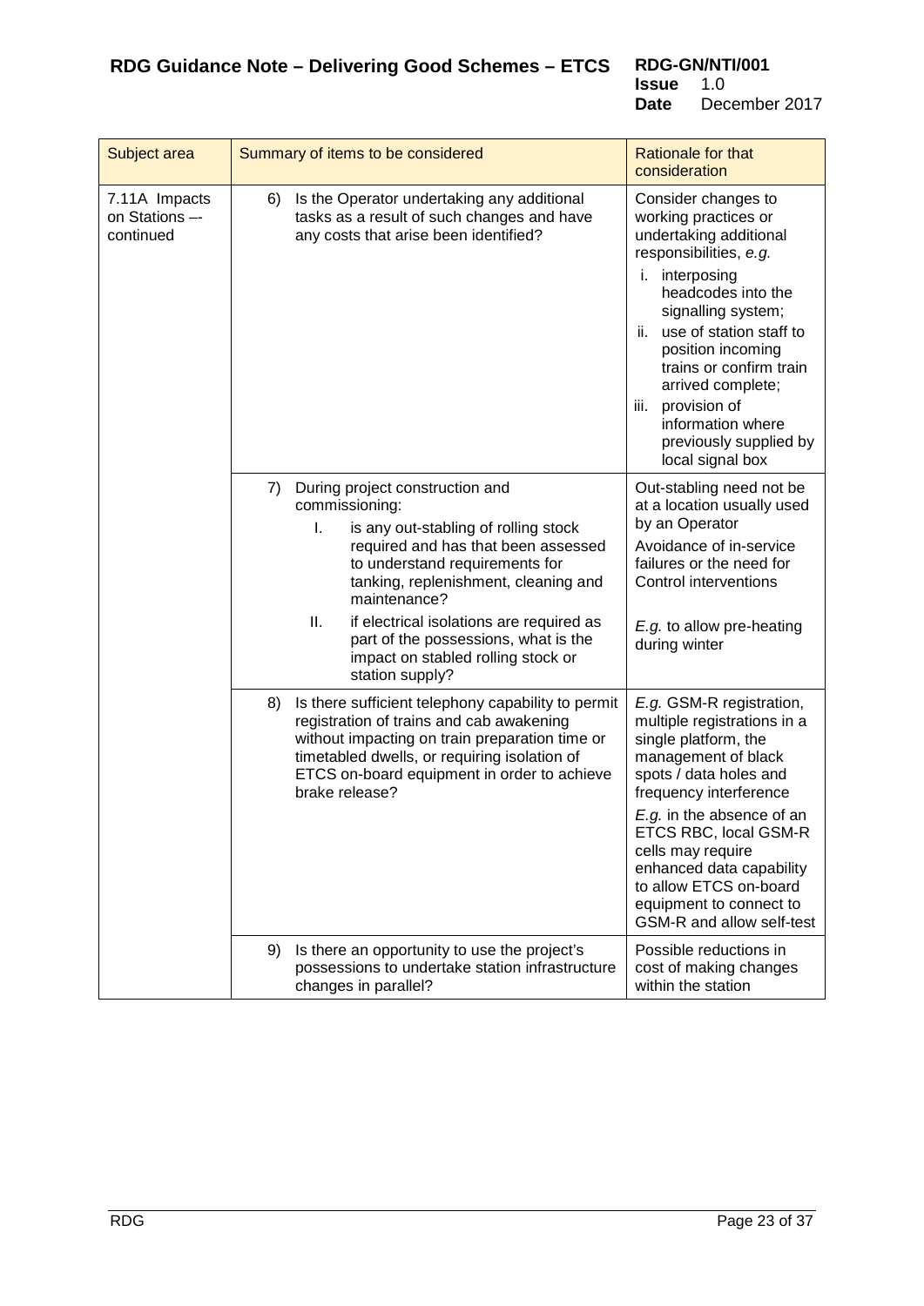| Subject area | Summary of items to be considered | Rationale for that consideration |
|---|---|---|
| 7.11A Impacts on Stations –- continued | 6) Is the Operator undertaking any additional tasks as a result of such changes and have any costs that arise been identified? | Consider changes to working practices or undertaking additional responsibilities, *e.g.*<br>i. interposing headcodes into the signalling system;<br>ii. use of station staff to position incoming trains or confirm train arrived complete;<br>iii. provision of information where previously supplied by local signal box |
| | 7) During project construction and commissioning:<br>I. is any out-stabling of rolling stock required and has that been assessed to understand requirements for tanking, replenishment, cleaning and maintenance?<br>II. if electrical isolations are required as part of the possessions, what is the impact on stabled rolling stock or station supply? | Out-stabling need not be at a location usually used by an Operator<br>Avoidance of in-service failures or the need for Control interventions<br>*E.g.* to allow pre-heating during winter |
| | 8) Is there sufficient telephony capability to permit registration of trains and cab awakening without impacting on train preparation time or timetabled dwells, or requiring isolation of ETCS on-board equipment in order to achieve brake release? | *E.g.* GSM-R registration, multiple registrations in a single platform, the management of black spots / data holes and frequency interference<br>*E.g.* in the absence of an ETCS RBC, local GSM-R cells may require enhanced data capability to allow ETCS on-board equipment to connect to GSM-R and allow self-test |
| | 9) Is there an opportunity to use the project's possessions to undertake station infrastructure changes in parallel? | Possible reductions in cost of making changes within the station |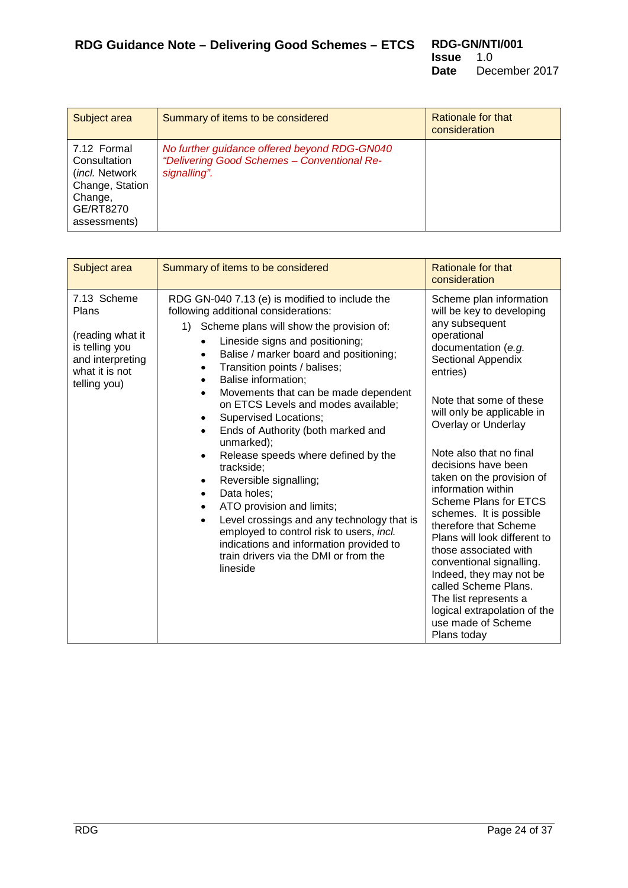| Subject area | Summary of items to be considered | Rationale for that consideration |
|---|---|---|
| 7.12 Formal Consultation (*incl.* Network Change, Station Change, GE/RT8270 assessments) | *No further guidance offered beyond RDG-GN040 "Delivering Good Schemes – Conventional Re-signalling".* | |

| Subject area | Summary of items to be considered | Rationale for that consideration |
|---|---|---|
| 7.13 Scheme Plans<br><br>(reading what it is telling you and interpreting what it is not telling you) | RDG GN-040 7.13 (e) is modified to include the following additional considerations:<br>1) Scheme plans will show the provision of:<br>• Lineside signs and positioning;<br>• Balise / marker board and positioning;<br>• Transition points / balises;<br>• Balise information;<br>• Movements that can be made dependent on ETCS Levels and modes available;<br>• Supervised Locations;<br>• Ends of Authority (both marked and unmarked);<br>• Release speeds where defined by the trackside;<br>• Reversible signalling;<br>• Data holes;<br>• ATO provision and limits;<br>• Level crossings and any technology that is employed to control risk to users, *incl.* indications and information provided to train drivers via the DMI or from the lineside | Scheme plan information will be key to developing any subsequent operational documentation (*e.g.* Sectional Appendix entries)<br><br>Note that some of these will only be applicable in Overlay or Underlay<br><br>Note also that no final decisions have been taken on the provision of information within Scheme Plans for ETCS schemes. It is possible therefore that Scheme Plans will look different to those associated with conventional signalling. Indeed, they may not be called Scheme Plans. The list represents a logical extrapolation of the use made of Scheme Plans today |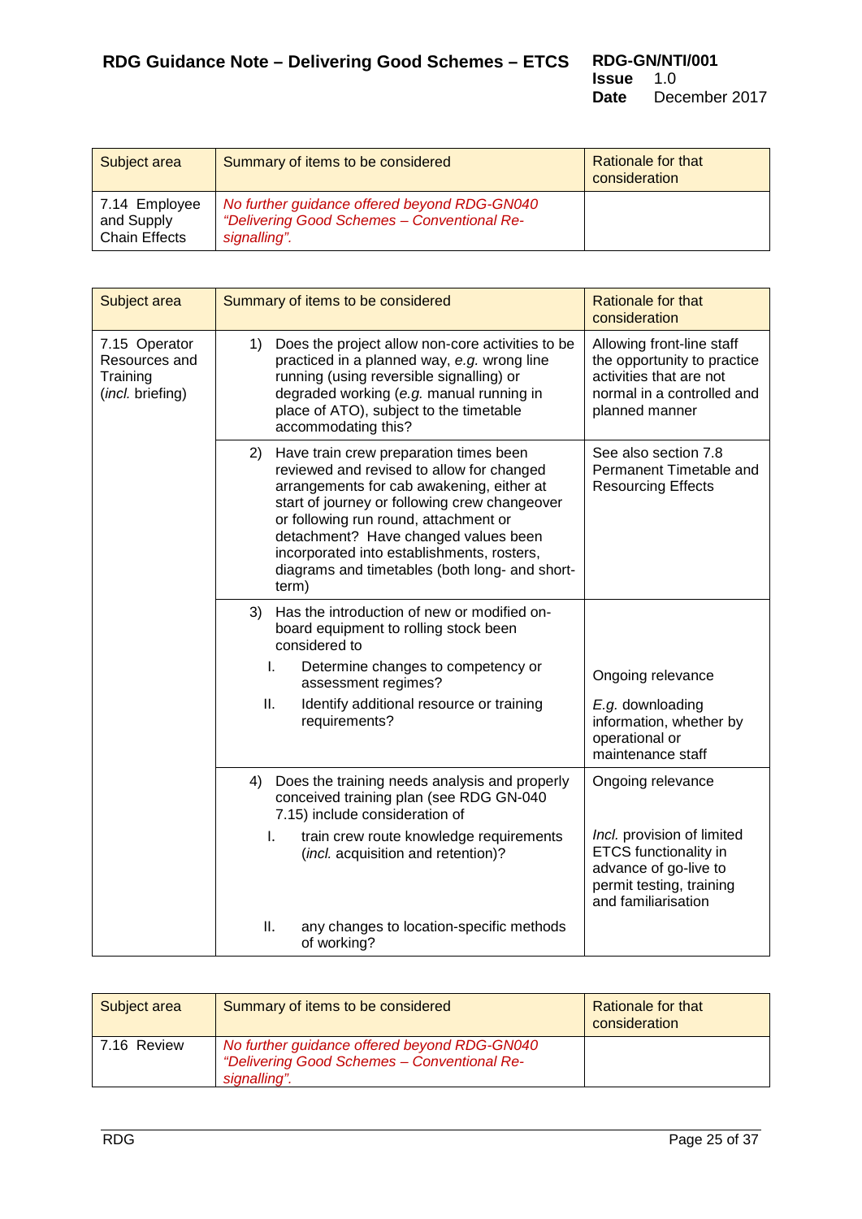| Subject area | Summary of items to be considered | Rationale for that consideration |
|---|---|---|
| 7.14 Employee and Supply Chain Effects | *No further guidance offered beyond RDG-GN040 "Delivering Good Schemes – Conventional Re-signalling".* | |

| Subject area | Summary of items to be considered | Rationale for that consideration |
|---|---|---|
| 7.15 Operator Resources and Training (*incl.* briefing) | 1) Does the project allow non-core activities to be practiced in a planned way, *e.g.* wrong line running (using reversible signalling) or degraded working (*e.g.* manual running in place of ATO), subject to the timetable accommodating this? | Allowing front-line staff the opportunity to practice activities that are not normal in a controlled and planned manner |
| | 2) Have train crew preparation times been reviewed and revised to allow for changed arrangements for cab awakening, either at start of journey or following crew changeover or following run round, attachment or detachment? Have changed values been incorporated into establishments, rosters, diagrams and timetables (both long- and short-term) | See also section 7.8 Permanent Timetable and Resourcing Effects |
| | 3) Has the introduction of new or modified on-board equipment to rolling stock been considered to<br>I. Determine changes to competency or assessment regimes?<br>II. Identify additional resource or training requirements? | Ongoing relevance<br>*E.g.* downloading information, whether by operational or maintenance staff |
| | 4) Does the training needs analysis and properly conceived training plan (see RDG GN-040 7.15) include consideration of<br>I. train crew route knowledge requirements (*incl.* acquisition and retention)?<br>II. any changes to location-specific methods of working? | Ongoing relevance<br>*Incl.* provision of limited ETCS functionality in advance of go-live to permit testing, training and familiarisation |

| Subject area | Summary of items to be considered | Rationale for that consideration |
|---|---|---|
| 7.16 Review | *No further guidance offered beyond RDG-GN040 "Delivering Good Schemes – Conventional Re-signalling".* | |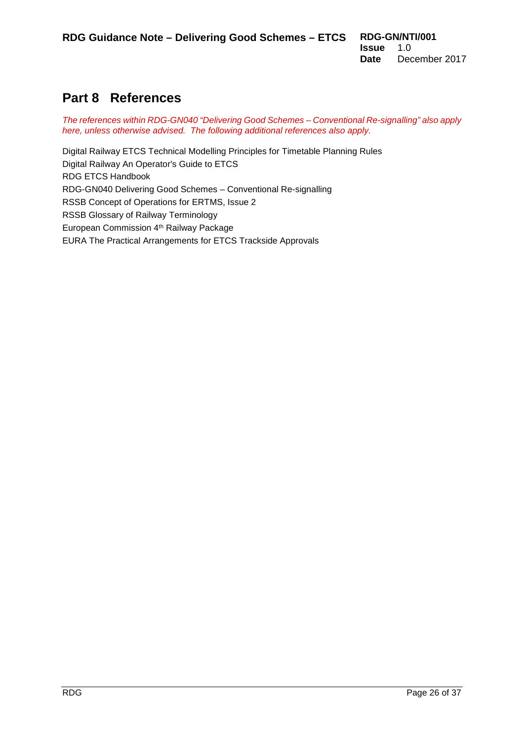# Part 8 References

*The references within RDG-GN040 "Delivering Good Schemes – Conventional Re-signalling" also apply here, unless otherwise advised. The following additional references also apply.*

Digital Railway ETCS Technical Modelling Principles for Timetable Planning Rules

Digital Railway An Operator's Guide to ETCS

RDG ETCS Handbook

RDG-GN040 Delivering Good Schemes – Conventional Re-signalling

RSSB Concept of Operations for ERTMS, Issue 2

RSSB Glossary of Railway Terminology

European Commission 4th Railway Package

EURA The Practical Arrangements for ETCS Trackside Approvals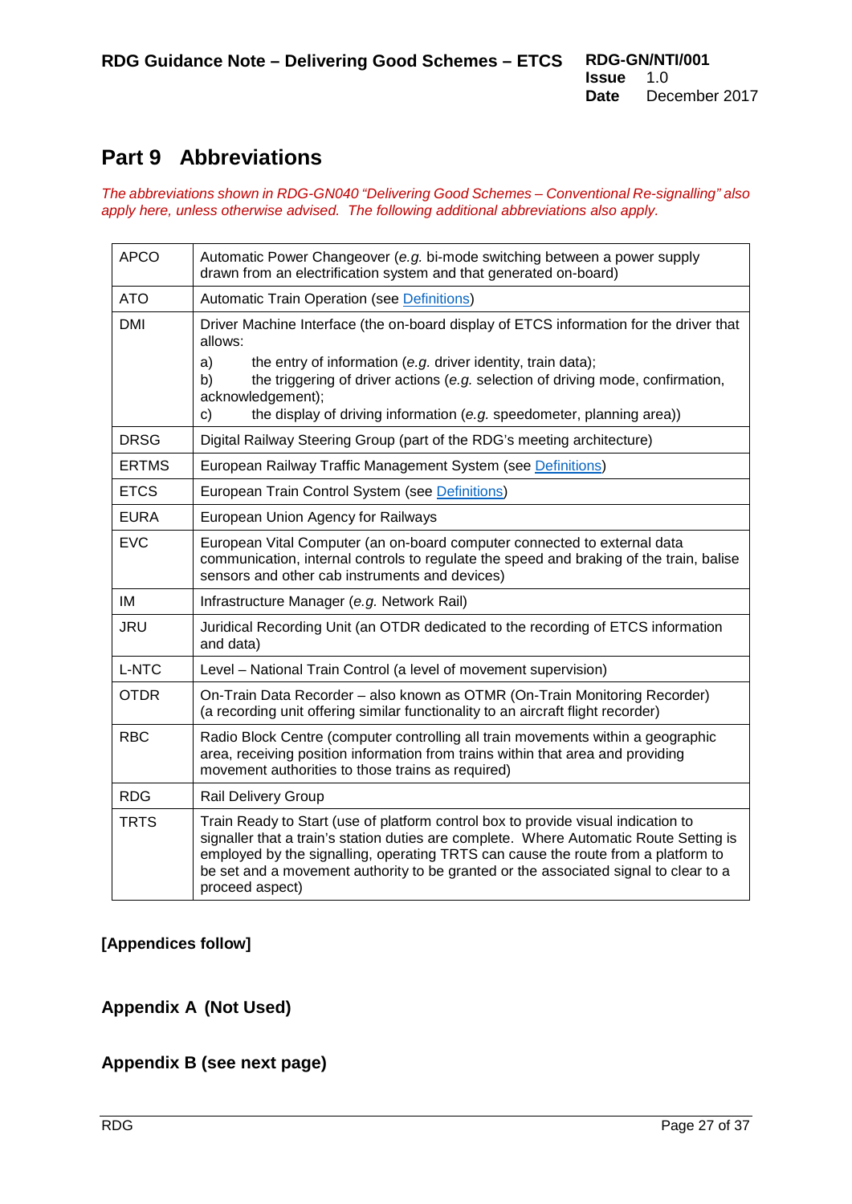# Part 9 Abbreviations

*The abbreviations shown in RDG-GN040 "Delivering Good Schemes – Conventional Re-signalling" also apply here, unless otherwise advised. The following additional abbreviations also apply.*

| | |
|---|---|
| APCO | Automatic Power Changeover (*e.g.* bi-mode switching between a power supply drawn from an electrification system and that generated on-board) |
| ATO | Automatic Train Operation (see Definitions) |
| DMI | Driver Machine Interface (the on-board display of ETCS information for the driver that allows:<br>a) the entry of information (*e.g.* driver identity, train data);<br>b) the triggering of driver actions (*e.g.* selection of driving mode, confirmation, acknowledgement);<br>c) the display of driving information (*e.g.* speedometer, planning area)) |
| DRSG | Digital Railway Steering Group (part of the RDG's meeting architecture) |
| ERTMS | European Railway Traffic Management System (see Definitions) |
| ETCS | European Train Control System (see Definitions) |
| EURA | European Union Agency for Railways |
| EVC | European Vital Computer (an on-board computer connected to external data communication, internal controls to regulate the speed and braking of the train, balise sensors and other cab instruments and devices) |
| IM | Infrastructure Manager (*e.g.* Network Rail) |
| JRU | Juridical Recording Unit (an OTDR dedicated to the recording of ETCS information and data) |
| L-NTC | Level – National Train Control (a level of movement supervision) |
| OTDR | On-Train Data Recorder – also known as OTMR (On-Train Monitoring Recorder) (a recording unit offering similar functionality to an aircraft flight recorder) |
| RBC | Radio Block Centre (computer controlling all train movements within a geographic area, receiving position information from trains within that area and providing movement authorities to those trains as required) |
| RDG | Rail Delivery Group |
| TRTS | Train Ready to Start (use of platform control box to provide visual indication to signaller that a train's station duties are complete. Where Automatic Route Setting is employed by the signalling, operating TRTS can cause the route from a platform to be set and a movement authority to be granted or the associated signal to clear to a proceed aspect) |

**[Appendices follow]**

## Appendix A (Not Used)

## Appendix B (see next page)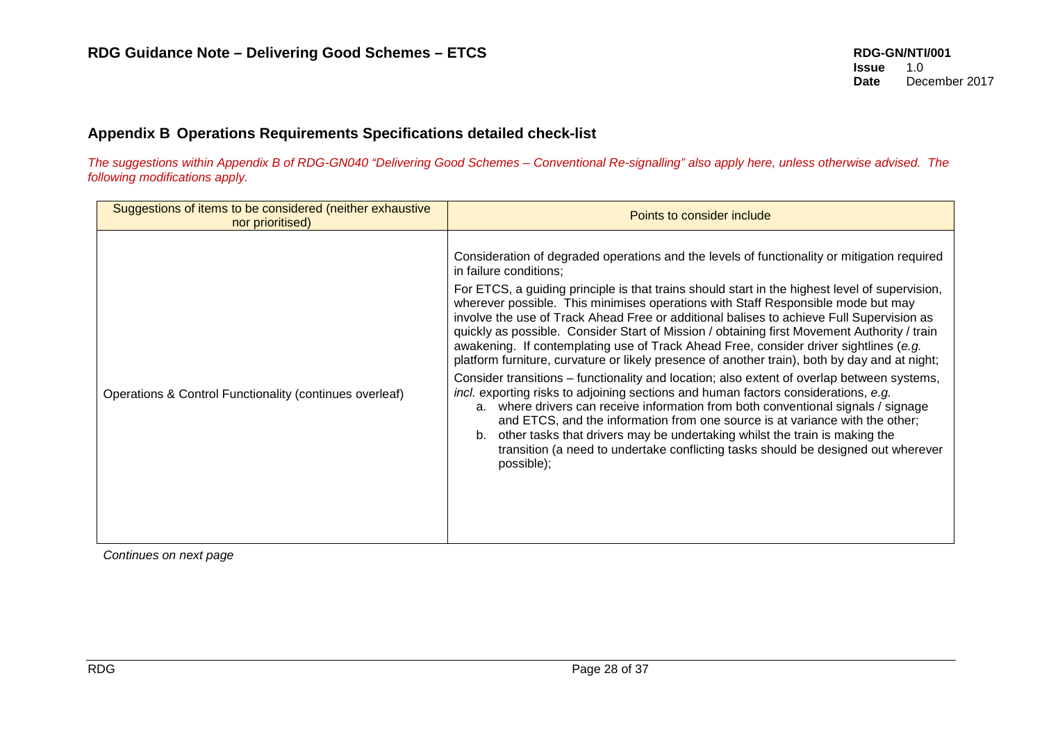## Appendix B Operations Requirements Specifications detailed check-list

*The suggestions within Appendix B of RDG-GN040 "Delivering Good Schemes – Conventional Re-signalling" also apply here, unless otherwise advised. The following modifications apply.*

| Suggestions of items to be considered (neither exhaustive nor prioritised) | Points to consider include |
|---|---|
| Operations & Control Functionality (continues overleaf) | Consideration of degraded operations and the levels of functionality or mitigation required in failure conditions;<br><br>For ETCS, a guiding principle is that trains should start in the highest level of supervision, wherever possible. This minimises operations with Staff Responsible mode but may involve the use of Track Ahead Free or additional balises to achieve Full Supervision as quickly as possible. Consider Start of Mission / obtaining first Movement Authority / train awakening. If contemplating use of Track Ahead Free, consider driver sightlines (*e.g.* platform furniture, curvature or likely presence of another train), both by day and at night;<br><br>Consider transitions – functionality and location; also extent of overlap between systems, *incl.* exporting risks to adjoining sections and human factors considerations, *e.g.*<br>a. where drivers can receive information from both conventional signals / signage and ETCS, and the information from one source is at variance with the other;<br>b. other tasks that drivers may be undertaking whilst the train is making the transition (a need to undertake conflicting tasks should be designed out wherever possible); |

*Continues on next page*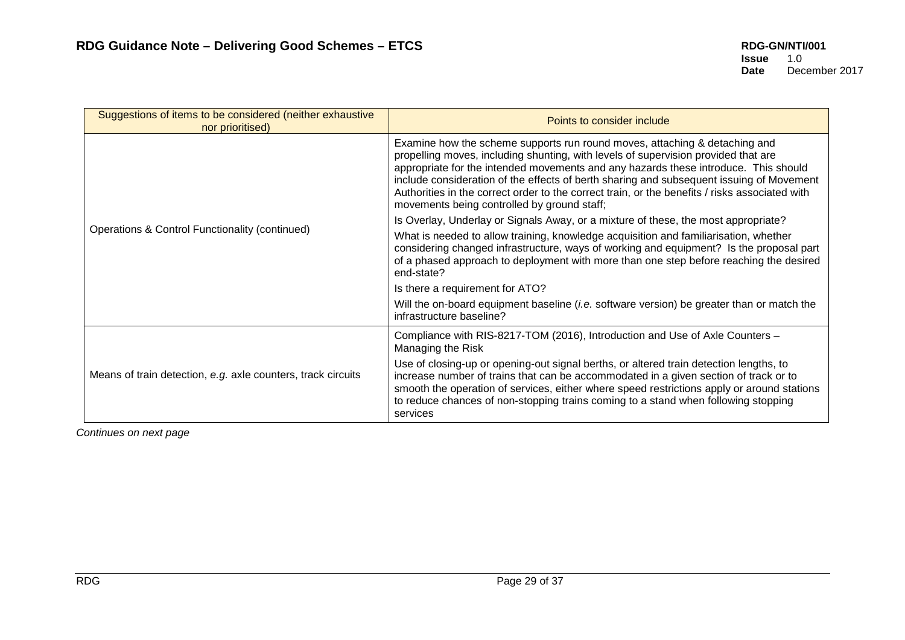| Suggestions of items to be considered (neither exhaustive nor prioritised) | Points to consider include |
|---|---|
| Operations & Control Functionality (continued) | Examine how the scheme supports run round moves, attaching & detaching and propelling moves, including shunting, with levels of supervision provided that are appropriate for the intended movements and any hazards these introduce. This should include consideration of the effects of berth sharing and subsequent issuing of Movement Authorities in the correct order to the correct train, or the benefits / risks associated with movements being controlled by ground staff;<br><br>Is Overlay, Underlay or Signals Away, or a mixture of these, the most appropriate?<br><br>What is needed to allow training, knowledge acquisition and familiarisation, whether considering changed infrastructure, ways of working and equipment? Is the proposal part of a phased approach to deployment with more than one step before reaching the desired end-state?<br><br>Is there a requirement for ATO?<br><br>Will the on-board equipment baseline (*i.e.* software version) be greater than or match the infrastructure baseline? |
| Means of train detection, *e.g.* axle counters, track circuits | Compliance with RIS-8217-TOM (2016), Introduction and Use of Axle Counters – Managing the Risk<br><br>Use of closing-up or opening-out signal berths, or altered train detection lengths, to increase number of trains that can be accommodated in a given section of track or to smooth the operation of services, either where speed restrictions apply or around stations to reduce chances of non-stopping trains coming to a stand when following stopping services |

*Continues on next page*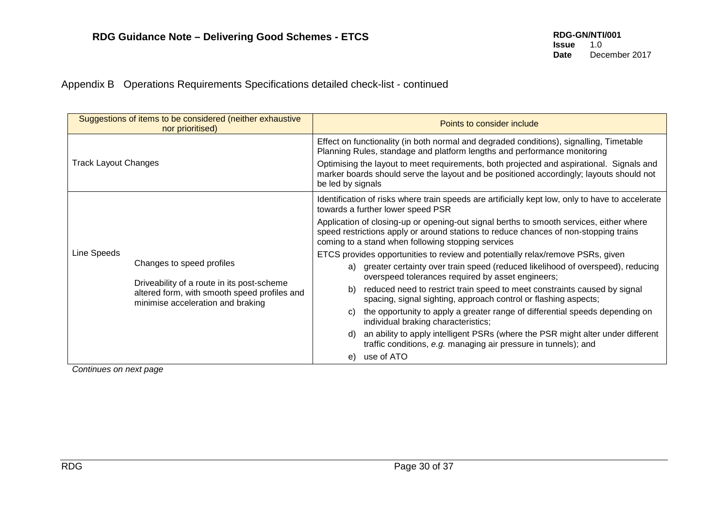Appendix B Operations Requirements Specifications detailed check-list - continued

| Suggestions of items to be considered (neither exhaustive nor prioritised) | | Points to consider include |
|---|---|---|
| Track Layout Changes | | Effect on functionality (in both normal and degraded conditions), signalling, Timetable Planning Rules, standage and platform lengths and performance monitoring<br><br>Optimising the layout to meet requirements, both projected and aspirational. Signals and marker boards should serve the layout and be positioned accordingly; layouts should not be led by signals |
| Line Speeds | Changes to speed profiles<br><br>Driveability of a route in its post-scheme altered form, with smooth speed profiles and minimise acceleration and braking | Identification of risks where train speeds are artificially kept low, only to have to accelerate towards a further lower speed PSR<br><br>Application of closing-up or opening-out signal berths to smooth services, either where speed restrictions apply or around stations to reduce chances of non-stopping trains coming to a stand when following stopping services<br><br>ETCS provides opportunities to review and potentially relax/remove PSRs, given<br>a) greater certainty over train speed (reduced likelihood of overspeed), reducing overspeed tolerances required by asset engineers;<br>b) reduced need to restrict train speed to meet constraints caused by signal spacing, signal sighting, approach control or flashing aspects;<br>c) the opportunity to apply a greater range of differential speeds depending on individual braking characteristics;<br>d) an ability to apply intelligent PSRs (where the PSR might alter under different traffic conditions, *e.g.* managing air pressure in tunnels); and<br>e) use of ATO |

*Continues on next page*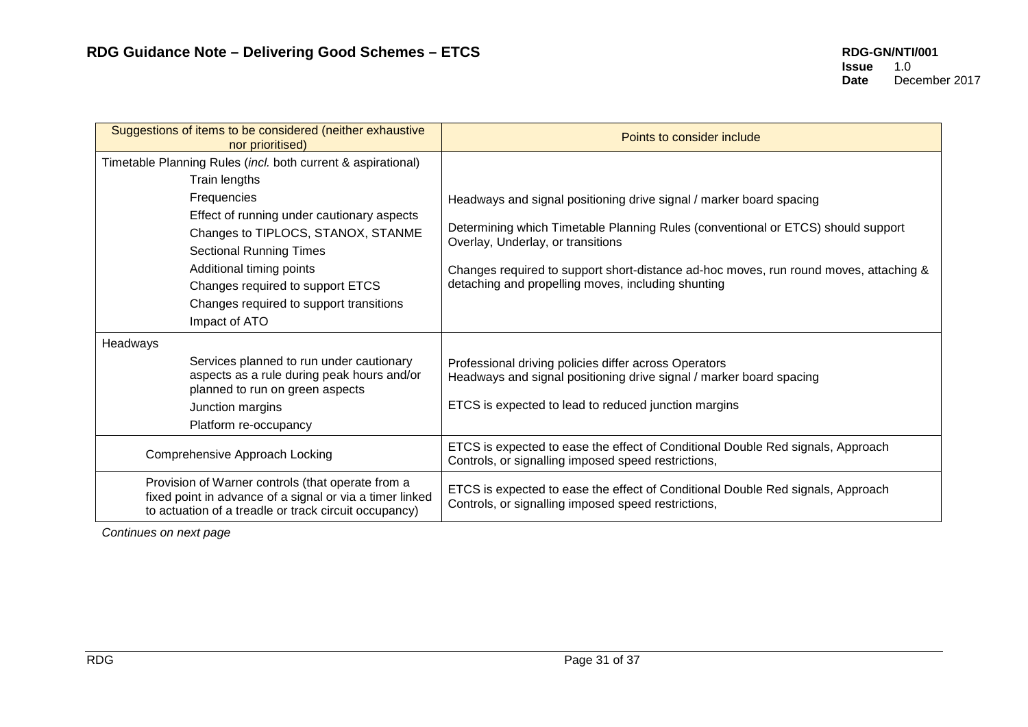| Suggestions of items to be considered (neither exhaustive nor prioritised) | Points to consider include |
|---|---|
| Timetable Planning Rules (*incl.* both current & aspirational)<br>Train lengths<br>Frequencies<br>Effect of running under cautionary aspects<br>Changes to TIPLOCS, STANOX, STANME<br>Sectional Running Times<br>Additional timing points<br>Changes required to support ETCS<br>Changes required to support transitions<br>Impact of ATO | Headways and signal positioning drive signal / marker board spacing<br><br>Determining which Timetable Planning Rules (conventional or ETCS) should support Overlay, Underlay, or transitions<br><br>Changes required to support short-distance ad-hoc moves, run round moves, attaching & detaching and propelling moves, including shunting |
| Headways<br>Services planned to run under cautionary aspects as a rule during peak hours and/or planned to run on green aspects<br>Junction margins<br>Platform re-occupancy | Professional driving policies differ across Operators<br>Headways and signal positioning drive signal / marker board spacing<br><br>ETCS is expected to lead to reduced junction margins |
| Comprehensive Approach Locking | ETCS is expected to ease the effect of Conditional Double Red signals, Approach Controls, or signalling imposed speed restrictions, |
| Provision of Warner controls (that operate from a fixed point in advance of a signal or via a timer linked to actuation of a treadle or track circuit occupancy) | ETCS is expected to ease the effect of Conditional Double Red signals, Approach Controls, or signalling imposed speed restrictions, |

*Continues on next page*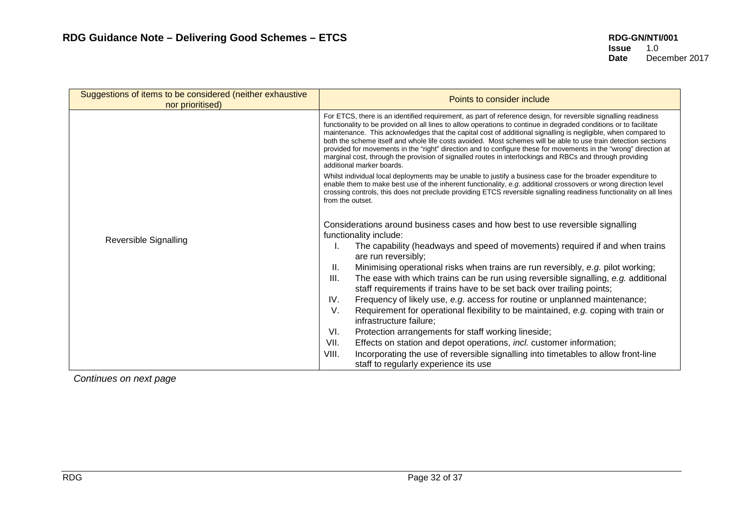| Suggestions of items to be considered (neither exhaustive nor prioritised) | Points to consider include |
| --- | --- |
| Reversible Signalling | For ETCS, there is an identified requirement, as part of reference design, for reversible signalling readiness functionality to be provided on all lines to allow operations to continue in degraded conditions or to facilitate maintenance. This acknowledges that the capital cost of additional signalling is negligible, when compared to both the scheme itself and whole life costs avoided. Most schemes will be able to use train detection sections provided for movements in the "right" direction and to configure these for movements in the "wrong" direction at marginal cost, through the provision of signalled routes in interlockings and RBCs and through providing additional marker boards.<br><br>Whilst individual local deployments may be unable to justify a business case for the broader expenditure to enable them to make best use of the inherent functionality, *e.g.* additional crossovers or wrong direction level crossing controls, this does not preclude providing ETCS reversible signalling readiness functionality on all lines from the outset.<br><br>Considerations around business cases and how best to use reversible signalling functionality include:<br>I. The capability (headways and speed of movements) required if and when trains are run reversibly;<br>II. Minimising operational risks when trains are run reversibly, *e.g.* pilot working;<br>III. The ease with which trains can be run using reversible signalling, *e.g.* additional staff requirements if trains have to be set back over trailing points;<br>IV. Frequency of likely use, *e.g.* access for routine or unplanned maintenance;<br>V. Requirement for operational flexibility to be maintained, *e.g.* coping with train or infrastructure failure;<br>VI. Protection arrangements for staff working lineside;<br>VII. Effects on station and depot operations, *incl.* customer information;<br>VIII. Incorporating the use of reversible signalling into timetables to allow front-line staff to regularly experience its use |

*Continues on next page*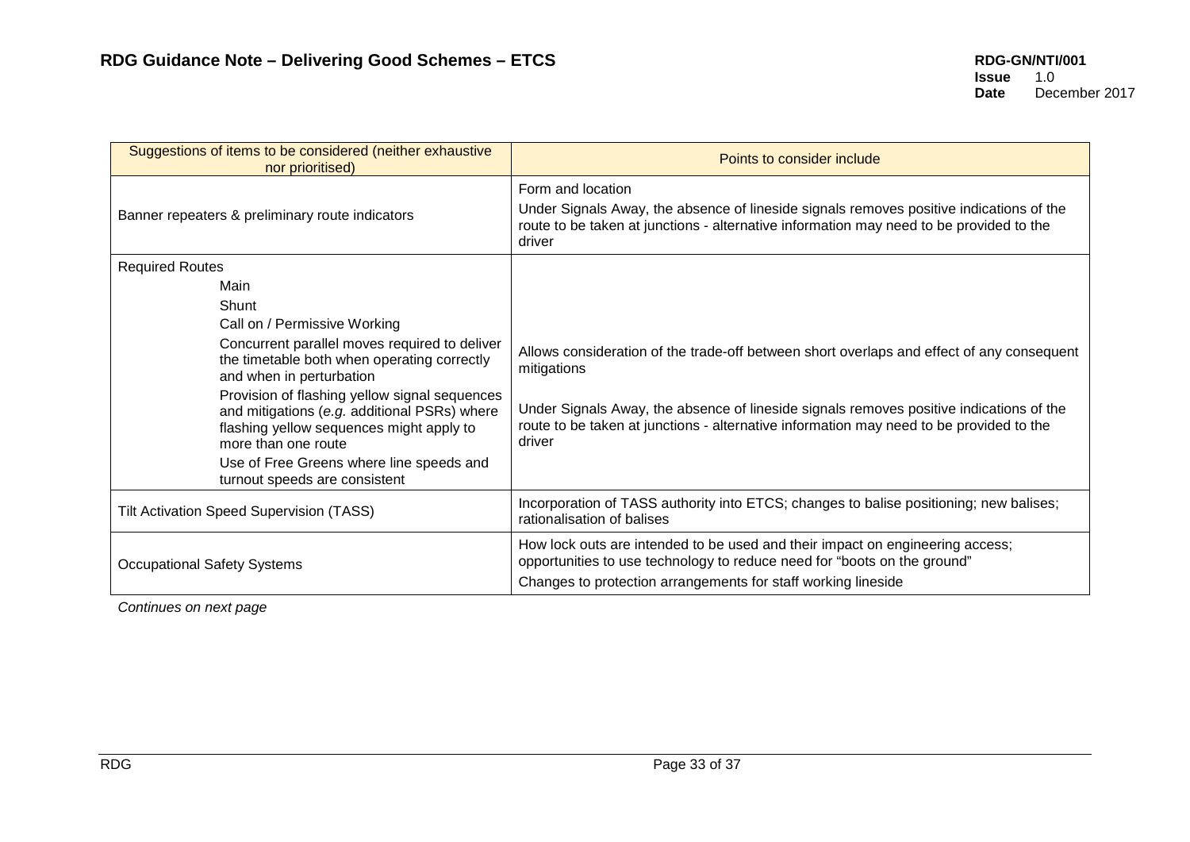| Suggestions of items to be considered (neither exhaustive nor prioritised) | Points to consider include |
|---|---|
| Banner repeaters & preliminary route indicators | Form and location<br><br>Under Signals Away, the absence of lineside signals removes positive indications of the route to be taken at junctions - alternative information may need to be provided to the driver |
| Required Routes<br>Main<br>Shunt<br>Call on / Permissive Working<br>Concurrent parallel moves required to deliver the timetable both when operating correctly and when in perturbation<br>Provision of flashing yellow signal sequences and mitigations (*e.g.* additional PSRs) where flashing yellow sequences might apply to more than one route<br>Use of Free Greens where line speeds and turnout speeds are consistent | Allows consideration of the trade-off between short overlaps and effect of any consequent mitigations<br><br>Under Signals Away, the absence of lineside signals removes positive indications of the route to be taken at junctions - alternative information may need to be provided to the driver |
| Tilt Activation Speed Supervision (TASS) | Incorporation of TASS authority into ETCS; changes to balise positioning; new balises; rationalisation of balises |
| Occupational Safety Systems | How lock outs are intended to be used and their impact on engineering access; opportunities to use technology to reduce need for "boots on the ground"<br><br>Changes to protection arrangements for staff working lineside |

*Continues on next page*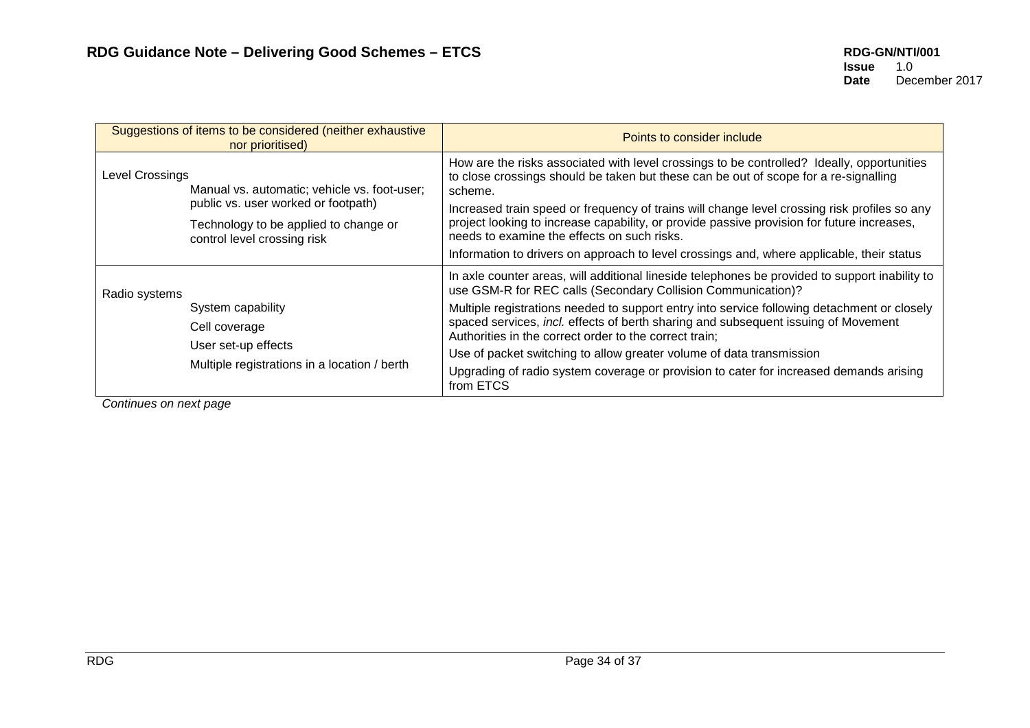| Suggestions of items to be considered (neither exhaustive nor prioritised) | Points to consider include |
|---|---|
| Level Crossings<br>Manual vs. automatic; vehicle vs. foot-user; public vs. user worked or footpath)<br>Technology to be applied to change or control level crossing risk | How are the risks associated with level crossings to be controlled? Ideally, opportunities to close crossings should be taken but these can be out of scope for a re-signalling scheme.<br>Increased train speed or frequency of trains will change level crossing risk profiles so any project looking to increase capability, or provide passive provision for future increases, needs to examine the effects on such risks.<br>Information to drivers on approach to level crossings and, where applicable, their status |
| Radio systems<br>System capability<br>Cell coverage<br>User set-up effects<br>Multiple registrations in a location / berth | In axle counter areas, will additional lineside telephones be provided to support inability to use GSM-R for REC calls (Secondary Collision Communication)?<br>Multiple registrations needed to support entry into service following detachment or closely spaced services, *incl.* effects of berth sharing and subsequent issuing of Movement Authorities in the correct order to the correct train;<br>Use of packet switching to allow greater volume of data transmission<br>Upgrading of radio system coverage or provision to cater for increased demands arising from ETCS |

*Continues on next page*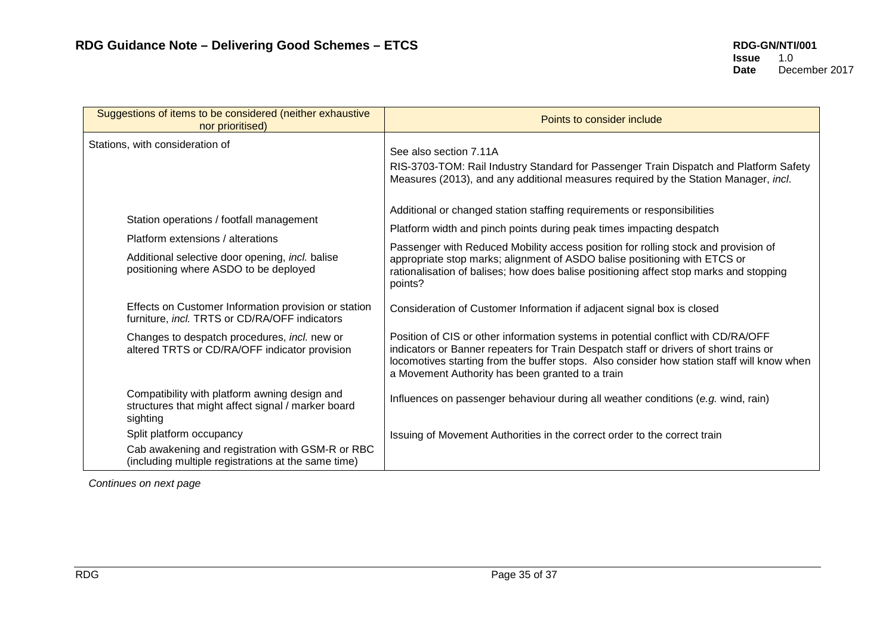| Suggestions of items to be considered (neither exhaustive nor prioritised) | Points to consider include |
| --- | --- |
| Stations, with consideration of | See also section 7.11A<br>RIS-3703-TOM: Rail Industry Standard for Passenger Train Dispatch and Platform Safety Measures (2013), and any additional measures required by the Station Manager, *incl*. |
| Station operations / footfall management<br>Platform extensions / alterations<br>Additional selective door opening, *incl.* balise positioning where ASDO to be deployed | Additional or changed station staffing requirements or responsibilities<br>Platform width and pinch points during peak times impacting despatch<br>Passenger with Reduced Mobility access position for rolling stock and provision of appropriate stop marks; alignment of ASDO balise positioning with ETCS or rationalisation of balises; how does balise positioning affect stop marks and stopping points? |
| Effects on Customer Information provision or station furniture, *incl.* TRTS or CD/RA/OFF indicators | Consideration of Customer Information if adjacent signal box is closed |
| Changes to despatch procedures, *incl.* new or altered TRTS or CD/RA/OFF indicator provision | Position of CIS or other information systems in potential conflict with CD/RA/OFF indicators or Banner repeaters for Train Despatch staff or drivers of short trains or locomotives starting from the buffer stops. Also consider how station staff will know when a Movement Authority has been granted to a train |
| Compatibility with platform awning design and structures that might affect signal / marker board sighting | Influences on passenger behaviour during all weather conditions (*e.g.* wind, rain) |
| Split platform occupancy<br>Cab awakening and registration with GSM-R or RBC (including multiple registrations at the same time) | Issuing of Movement Authorities in the correct order to the correct train |

*Continues on next page*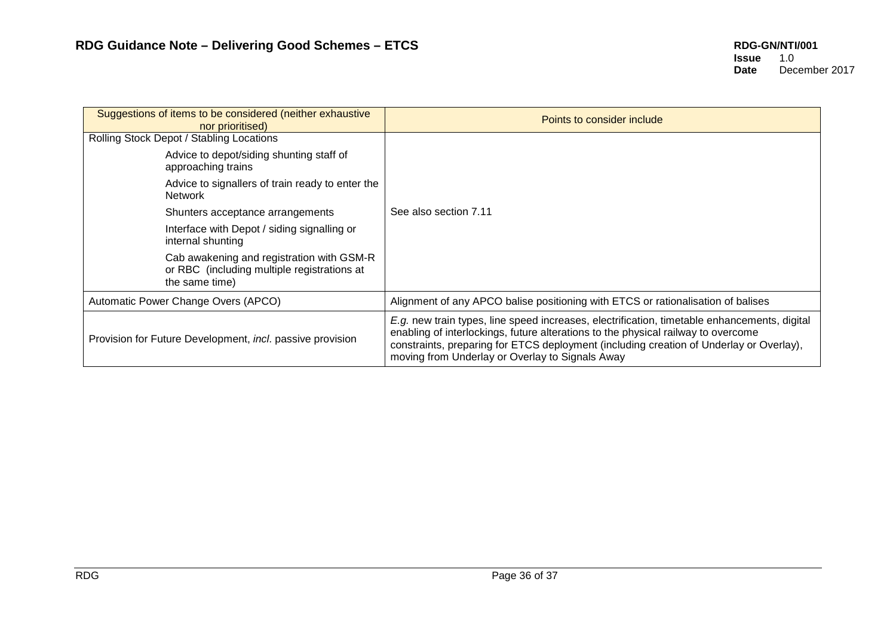| Suggestions of items to be considered (neither exhaustive nor prioritised) | Points to consider include |
|---|---|
| Rolling Stock Depot / Stabling Locations<br>Advice to depot/siding shunting staff of approaching trains<br>Advice to signallers of train ready to enter the Network<br>Shunters acceptance arrangements<br>Interface with Depot / siding signalling or internal shunting<br>Cab awakening and registration with GSM-R or RBC (including multiple registrations at the same time) | See also section 7.11 |
| Automatic Power Change Overs (APCO) | Alignment of any APCO balise positioning with ETCS or rationalisation of balises |
| Provision for Future Development, *incl*. passive provision | *E.g.* new train types, line speed increases, electrification, timetable enhancements, digital enabling of interlockings, future alterations to the physical railway to overcome constraints, preparing for ETCS deployment (including creation of Underlay or Overlay), moving from Underlay or Overlay to Signals Away |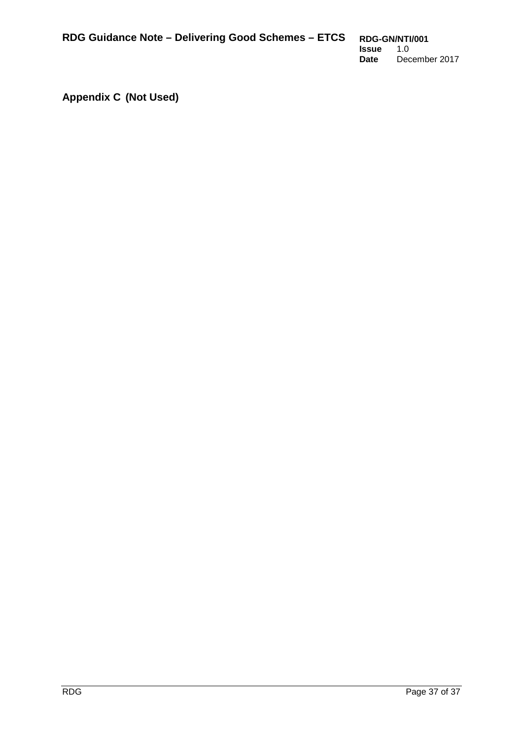## Appendix C (Not Used)